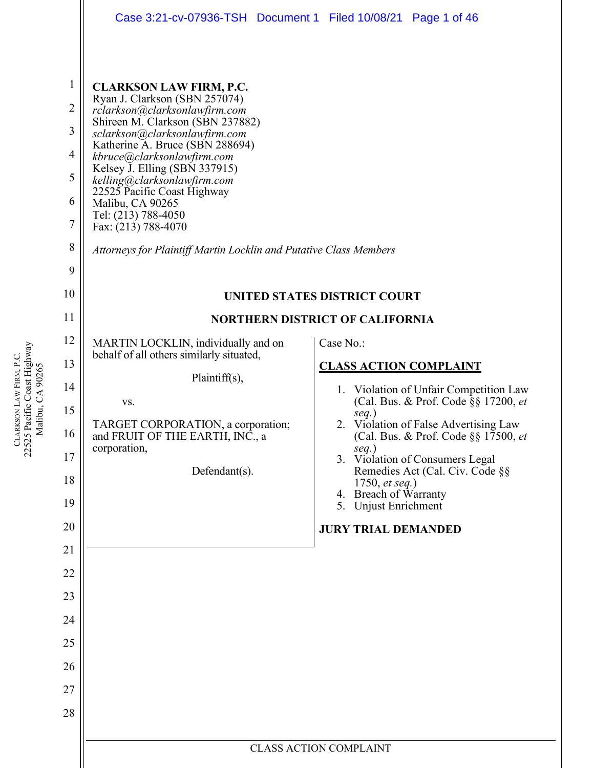**CLARKSON LAW FIRM, P.C.**
Ryan J. Clarkson (SBN 257074)
*rclarkson@clarksonlawfirm.com*
Shireen M. Clarkson (SBN 237882)
*sclarkson@clarksonlawfirm.com*
Katherine A. Bruce (SBN 288694)
*kbruce@clarksonlawfirm.com*
Kelsey J. Elling (SBN 337915)
*kelling@clarksonlawfirm.com*
22525 Pacific Coast Highway
Malibu, CA 90265
Tel: (213) 788-4050
Fax: (213) 788-4070

*Attorneys for Plaintiff Martin Locklin and Putative Class Members*

**UNITED STATES DISTRICT COURT**

**NORTHERN DISTRICT OF CALIFORNIA**

MARTIN LOCKLIN, individually and on behalf of all others similarly situated,

Plaintiff(s),

vs.

TARGET CORPORATION, a corporation; and FRUIT OF THE EARTH, INC., a corporation,

Defendant(s).

Case No.:

**CLASS ACTION COMPLAINT**

1. Violation of Unfair Competition Law (Cal. Bus. & Prof. Code §§ 17200, *et seq.*)
2. Violation of False Advertising Law (Cal. Bus. & Prof. Code §§ 17500, *et seq.*)
3. Violation of Consumers Legal Remedies Act (Cal. Civ. Code §§ 1750, *et seq.*)
4. Breach of Warranty
5. Unjust Enrichment

**JURY TRIAL DEMANDED**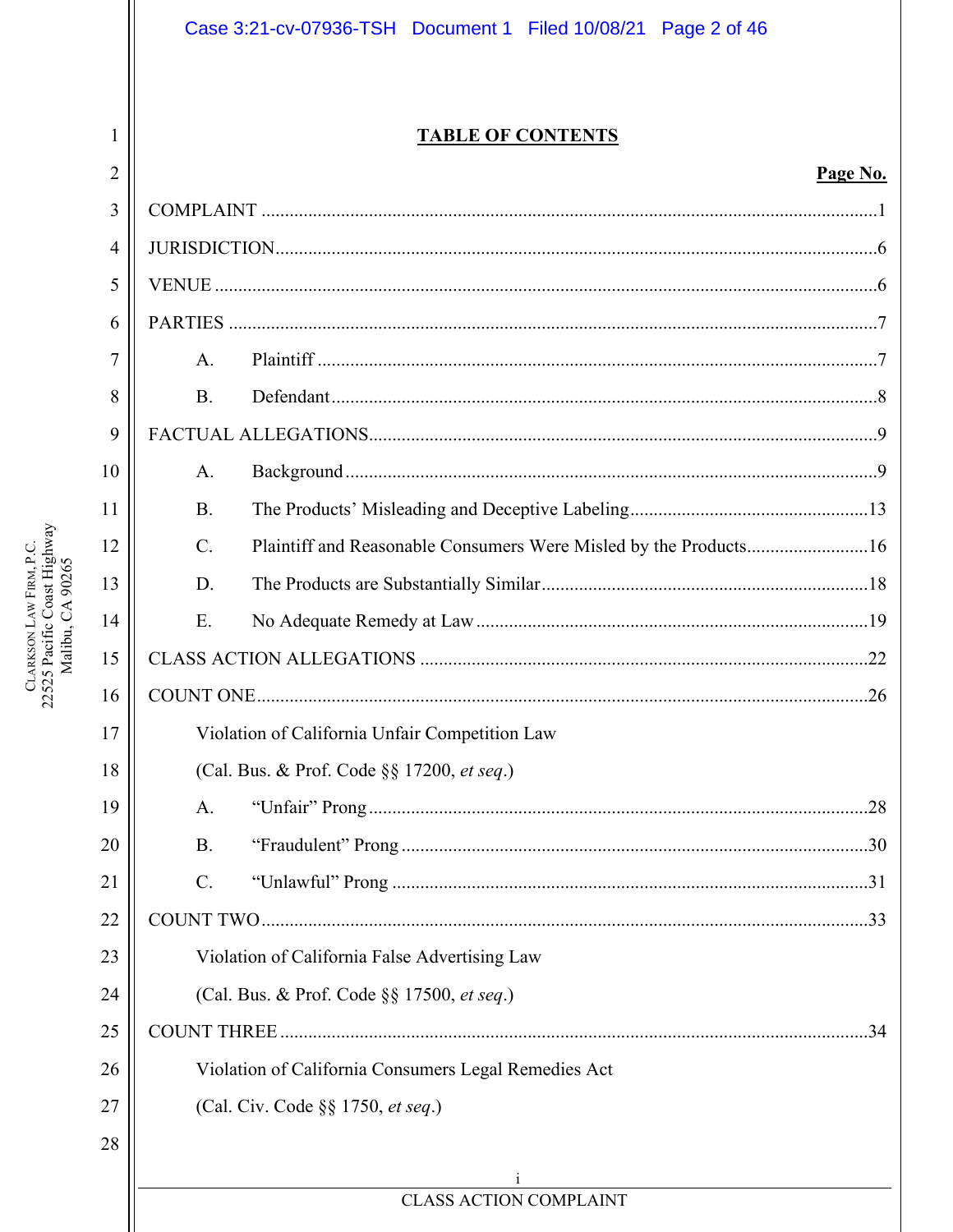## TABLE OF CONTENTS

| | Page No. |
|---|---|
| COMPLAINT | 1 |
| JURISDICTION | 6 |
| VENUE | 6 |
| PARTIES | 7 |
| A. Plaintiff | 7 |
| B. Defendant | 8 |
| FACTUAL ALLEGATIONS | 9 |
| A. Background | 9 |
| B. The Products' Misleading and Deceptive Labeling | 13 |
| C. Plaintiff and Reasonable Consumers Were Misled by the Products | 16 |
| D. The Products are Substantially Similar | 18 |
| E. No Adequate Remedy at Law | 19 |
| CLASS ACTION ALLEGATIONS | 22 |
| COUNT ONE | 26 |
| Violation of California Unfair Competition Law (Cal. Bus. & Prof. Code §§ 17200, *et seq.*) | |
| A. "Unfair" Prong | 28 |
| B. "Fraudulent" Prong | 30 |
| C. "Unlawful" Prong | 31 |
| COUNT TWO | 33 |
| Violation of California False Advertising Law (Cal. Bus. & Prof. Code §§ 17500, *et seq.*) | |
| COUNT THREE | 34 |
| Violation of California Consumers Legal Remedies Act (Cal. Civ. Code §§ 1750, *et seq.*) | |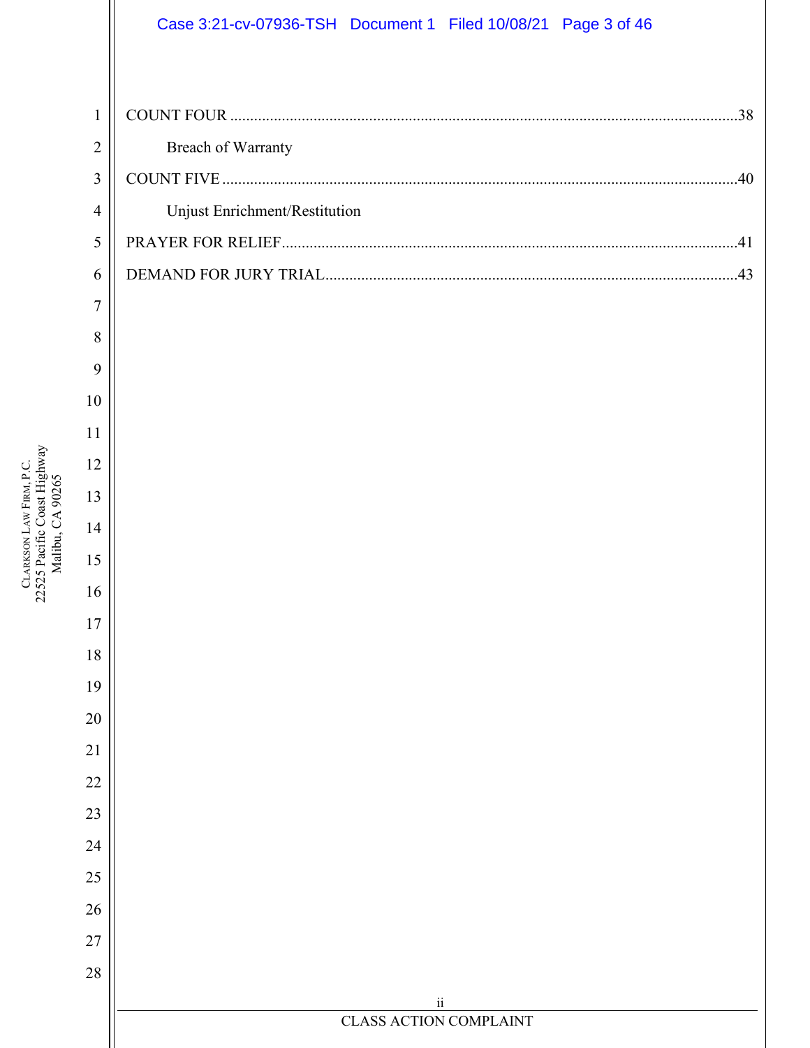COUNT FOUR .......................................................................................................................38

Breach of Warranty

COUNT FIVE .......................................................................................................................40

Unjust Enrichment/Restitution

PRAYER FOR RELIEF.......................................................................................................41

DEMAND FOR JURY TRIAL...........................................................................................43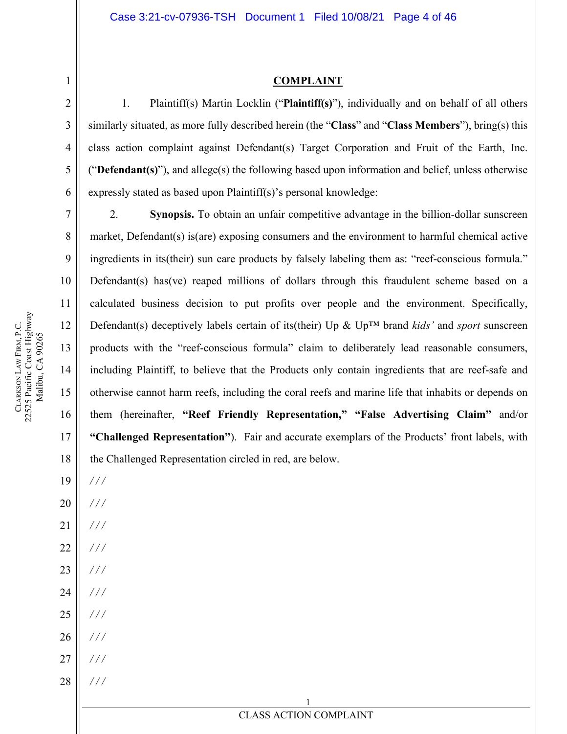**COMPLAINT**

1. Plaintiff(s) Martin Locklin ("**Plaintiff(s)**"), individually and on behalf of all others similarly situated, as more fully described herein (the "**Class**" and "**Class Members**"), bring(s) this class action complaint against Defendant(s) Target Corporation and Fruit of the Earth, Inc. ("**Defendant(s)**"), and allege(s) the following based upon information and belief, unless otherwise expressly stated as based upon Plaintiff(s)'s personal knowledge:

2. **Synopsis.** To obtain an unfair competitive advantage in the billion-dollar sunscreen market, Defendant(s) is(are) exposing consumers and the environment to harmful chemical active ingredients in its(their) sun care products by falsely labeling them as: "reef-conscious formula." Defendant(s) has(ve) reaped millions of dollars through this fraudulent scheme based on a calculated business decision to put profits over people and the environment. Specifically, Defendant(s) deceptively labels certain of its(their) Up & Up™ brand *kids'* and *sport* sunscreen products with the "reef-conscious formula" claim to deliberately lead reasonable consumers, including Plaintiff, to believe that the Products only contain ingredients that are reef-safe and otherwise cannot harm reefs, including the coral reefs and marine life that inhabits or depends on them (hereinafter, **"Reef Friendly Representation," "False Advertising Claim"** and/or **"Challenged Representation"**). Fair and accurate exemplars of the Products' front labels, with the Challenged Representation circled in red, are below.

///

///

///

///

///

///

///

///

///

///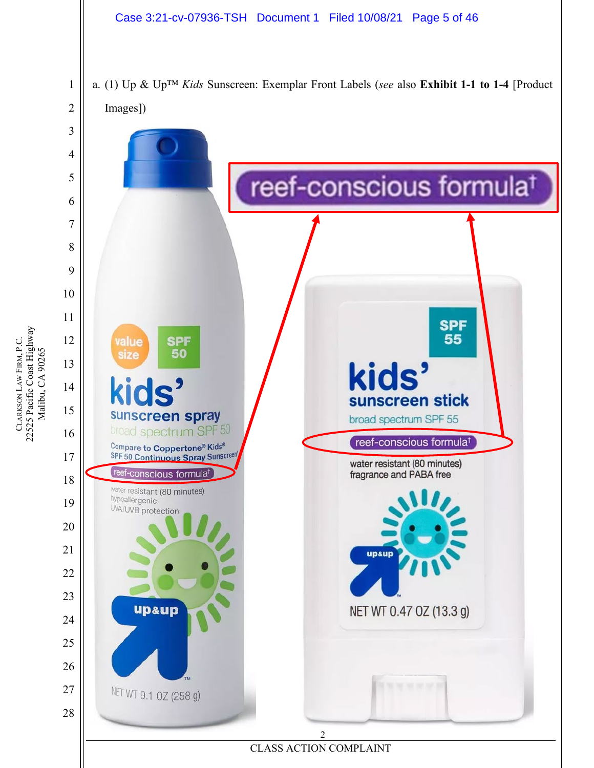a. (1) Up & Up™ *Kids* Sunscreen: Exemplar Front Labels (*see* also **Exhibit 1-1 to 1-4** [Product Images])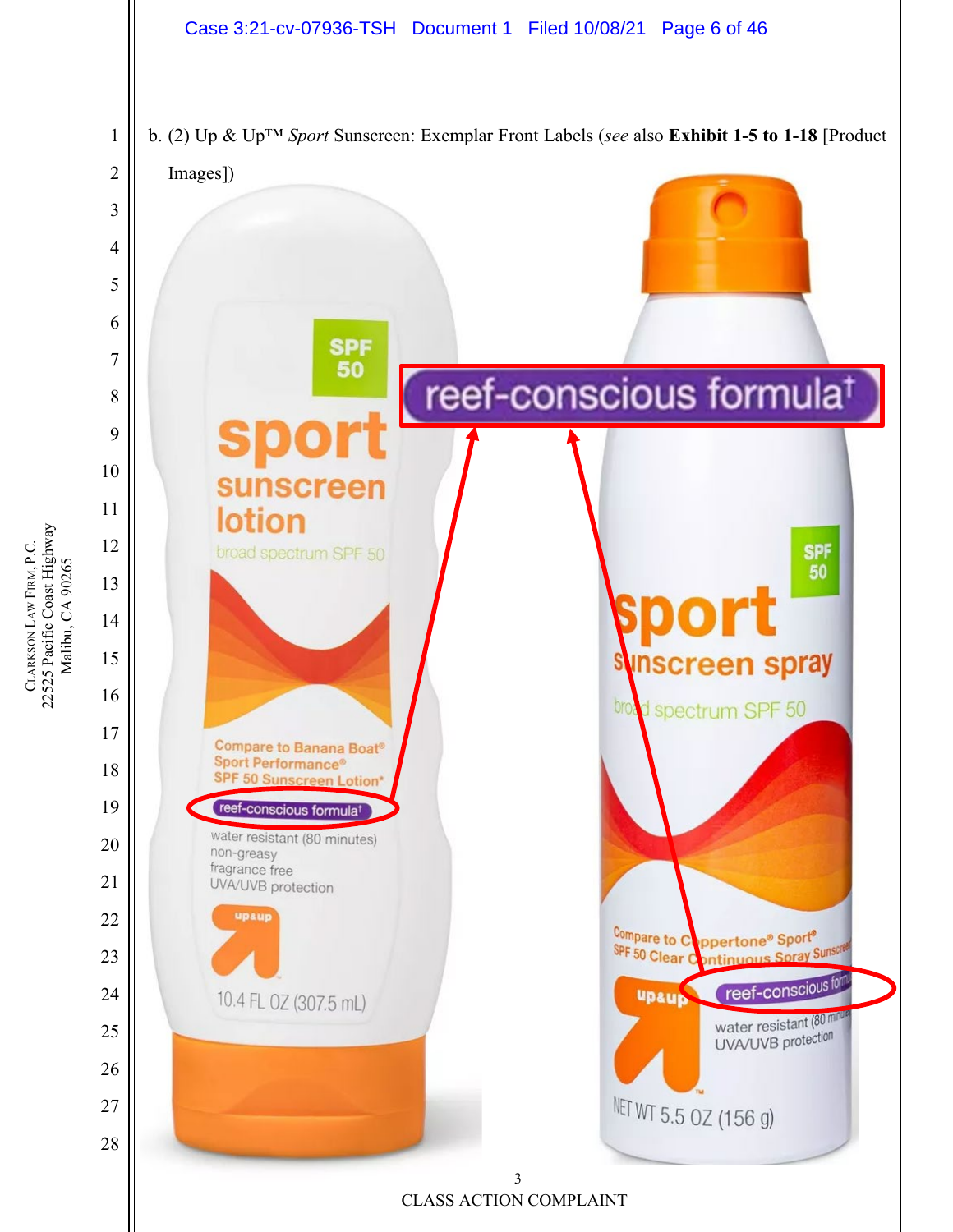b. (2) Up & Up™ *Sport* Sunscreen: Exemplar Front Labels (*see* also **Exhibit 1-5 to 1-18** [Product Images])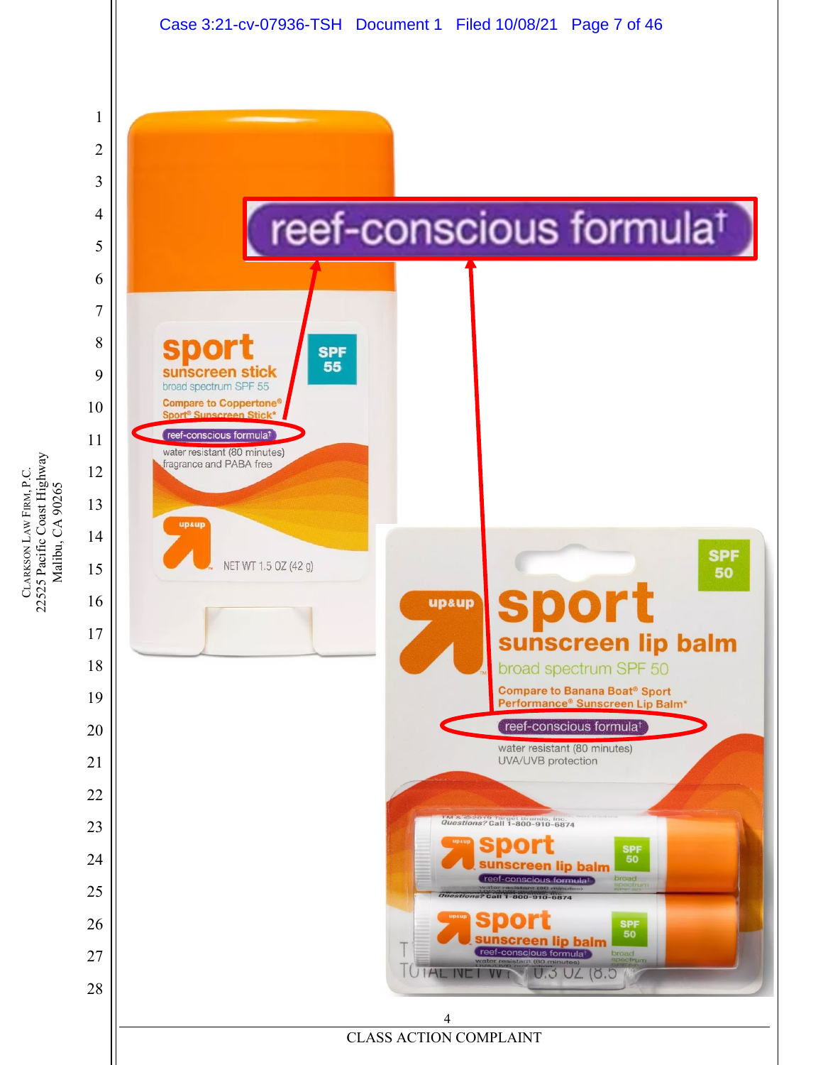reef-conscious formula†

sport
sunscreen stick
broad spectrum SPF 55

SPF 55

Compare to Coppertone® Sport® Sunscreen Stick*

reef-conscious formula†

water resistant (80 minutes)
fragrance and PABA free

up&up

NET WT 1.5 OZ (42 g)

SPF 50

up&up

sport
sunscreen lip balm
broad spectrum SPF 50

Compare to Banana Boat® Sport Performance® Sunscreen Lip Balm*

reef-conscious formula†

water resistant (80 minutes)
UVA/UVB protection

Questions? Call 1-800-910-6874

sport
sunscreen lip balm
reef-conscious formula†

SPF 50

sport
sunscreen lip balm
reef-conscious formula†

SPF 50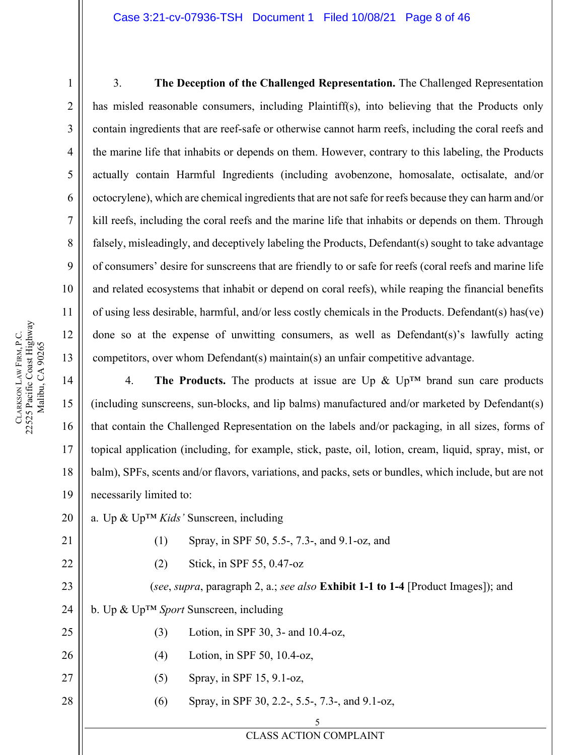3. **The Deception of the Challenged Representation.** The Challenged Representation has misled reasonable consumers, including Plaintiff(s), into believing that the Products only contain ingredients that are reef-safe or otherwise cannot harm reefs, including the coral reefs and the marine life that inhabits or depends on them. However, contrary to this labeling, the Products actually contain Harmful Ingredients (including avobenzone, homosalate, octisalate, and/or octocrylene), which are chemical ingredients that are not safe for reefs because they can harm and/or kill reefs, including the coral reefs and the marine life that inhabits or depends on them. Through falsely, misleadingly, and deceptively labeling the Products, Defendant(s) sought to take advantage of consumers' desire for sunscreens that are friendly to or safe for reefs (coral reefs and marine life and related ecosystems that inhabit or depend on coral reefs), while reaping the financial benefits of using less desirable, harmful, and/or less costly chemicals in the Products. Defendant(s) has(ve) done so at the expense of unwitting consumers, as well as Defendant(s)'s lawfully acting competitors, over whom Defendant(s) maintain(s) an unfair competitive advantage.

4. **The Products.** The products at issue are Up & Up™ brand sun care products (including sunscreens, sun-blocks, and lip balms) manufactured and/or marketed by Defendant(s) that contain the Challenged Representation on the labels and/or packaging, in all sizes, forms of topical application (including, for example, stick, paste, oil, lotion, cream, liquid, spray, mist, or balm), SPFs, scents and/or flavors, variations, and packs, sets or bundles, which include, but are not necessarily limited to:

a. Up & Up™ *Kids'* Sunscreen, including

(1) Spray, in SPF 50, 5.5-, 7.3-, and 9.1-oz, and

(2) Stick, in SPF 55, 0.47-oz

(*see*, *supra*, paragraph 2, a.; *see also* **Exhibit 1-1 to 1-4** [Product Images]); and

b. Up & Up™ *Sport* Sunscreen, including

(3) Lotion, in SPF 30, 3- and 10.4-oz,

(4) Lotion, in SPF 50, 10.4-oz,

(5) Spray, in SPF 15, 9.1-oz,

(6) Spray, in SPF 30, 2.2-, 5.5-, 7.3-, and 9.1-oz,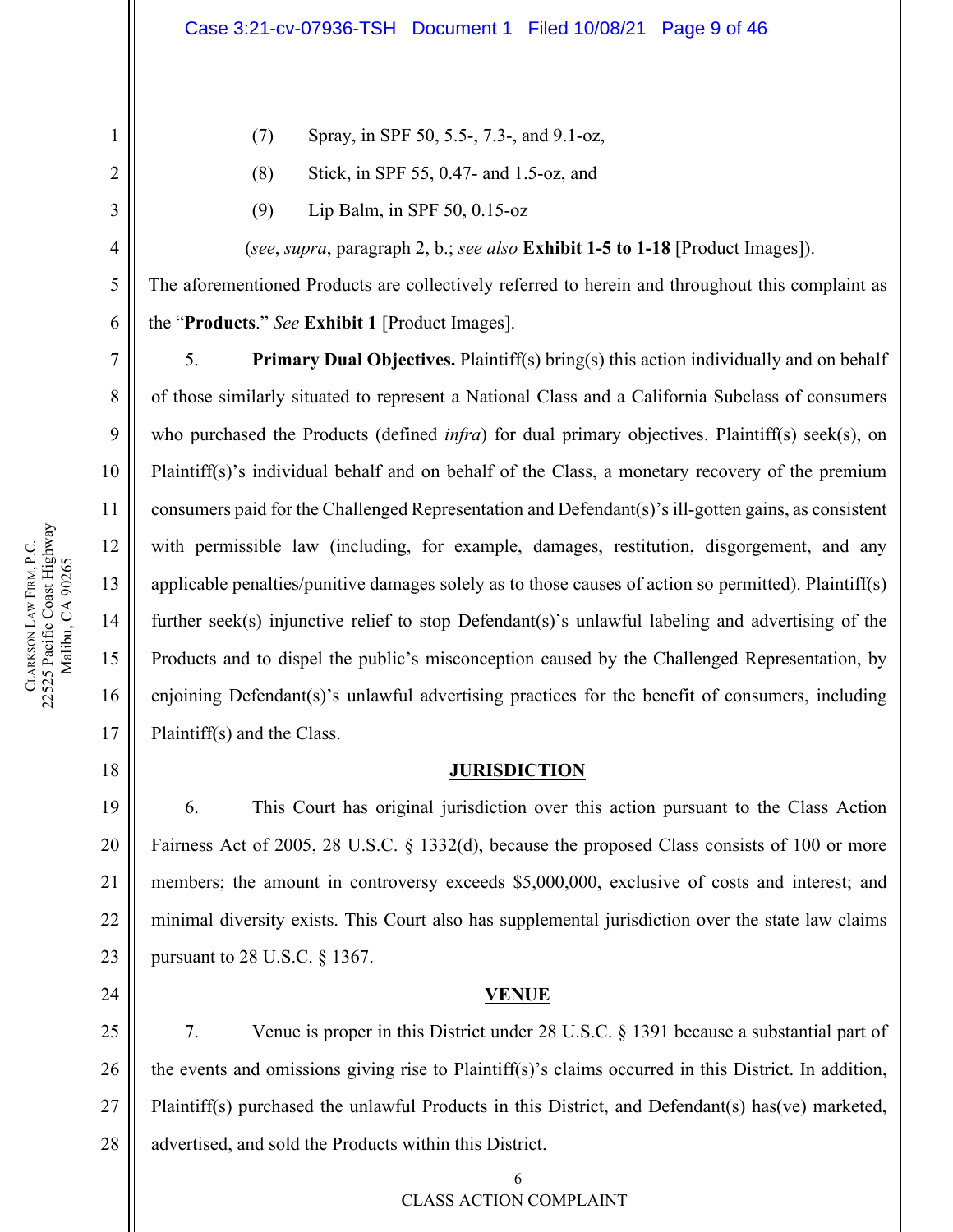(7) Spray, in SPF 50, 5.5-, 7.3-, and 9.1-oz,

(8) Stick, in SPF 55, 0.47- and 1.5-oz, and

(9) Lip Balm, in SPF 50, 0.15-oz

(*see*, *supra*, paragraph 2, b.; *see also* **Exhibit 1-5 to 1-18** [Product Images]).

The aforementioned Products are collectively referred to herein and throughout this complaint as the "**Products**." *See* **Exhibit 1** [Product Images].

5. **Primary Dual Objectives.** Plaintiff(s) bring(s) this action individually and on behalf of those similarly situated to represent a National Class and a California Subclass of consumers who purchased the Products (defined *infra*) for dual primary objectives. Plaintiff(s) seek(s), on Plaintiff(s)'s individual behalf and on behalf of the Class, a monetary recovery of the premium consumers paid for the Challenged Representation and Defendant(s)'s ill-gotten gains, as consistent with permissible law (including, for example, damages, restitution, disgorgement, and any applicable penalties/punitive damages solely as to those causes of action so permitted). Plaintiff(s) further seek(s) injunctive relief to stop Defendant(s)'s unlawful labeling and advertising of the Products and to dispel the public's misconception caused by the Challenged Representation, by enjoining Defendant(s)'s unlawful advertising practices for the benefit of consumers, including Plaintiff(s) and the Class.

## JURISDICTION

6. This Court has original jurisdiction over this action pursuant to the Class Action Fairness Act of 2005, 28 U.S.C. § 1332(d), because the proposed Class consists of 100 or more members; the amount in controversy exceeds $5,000,000, exclusive of costs and interest; and minimal diversity exists. This Court also has supplemental jurisdiction over the state law claims pursuant to 28 U.S.C. § 1367.

## VENUE

7. Venue is proper in this District under 28 U.S.C. § 1391 because a substantial part of the events and omissions giving rise to Plaintiff(s)'s claims occurred in this District. In addition, Plaintiff(s) purchased the unlawful Products in this District, and Defendant(s) has(ve) marketed, advertised, and sold the Products within this District.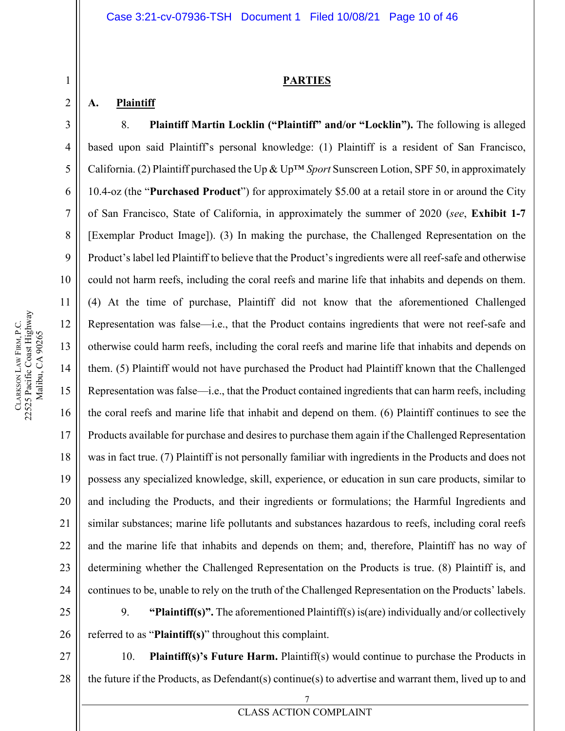## PARTIES

### A. Plaintiff

8. **Plaintiff Martin Locklin ("Plaintiff" and/or "Locklin").** The following is alleged based upon said Plaintiff's personal knowledge: (1) Plaintiff is a resident of San Francisco, California. (2) Plaintiff purchased the Up & Up™ *Sport* Sunscreen Lotion, SPF 50, in approximately 10.4-oz (the "**Purchased Product**") for approximately $5.00 at a retail store in or around the City of San Francisco, State of California, in approximately the summer of 2020 (*see*, **Exhibit 1-7** [Exemplar Product Image]). (3) In making the purchase, the Challenged Representation on the Product's label led Plaintiff to believe that the Product's ingredients were all reef-safe and otherwise could not harm reefs, including the coral reefs and marine life that inhabits and depends on them. (4) At the time of purchase, Plaintiff did not know that the aforementioned Challenged Representation was false—i.e., that the Product contains ingredients that were not reef-safe and otherwise could harm reefs, including the coral reefs and marine life that inhabits and depends on them. (5) Plaintiff would not have purchased the Product had Plaintiff known that the Challenged Representation was false—i.e., that the Product contained ingredients that can harm reefs, including the coral reefs and marine life that inhabit and depend on them. (6) Plaintiff continues to see the Products available for purchase and desires to purchase them again if the Challenged Representation was in fact true. (7) Plaintiff is not personally familiar with ingredients in the Products and does not possess any specialized knowledge, skill, experience, or education in sun care products, similar to and including the Products, and their ingredients or formulations; the Harmful Ingredients and similar substances; marine life pollutants and substances hazardous to reefs, including coral reefs and the marine life that inhabits and depends on them; and, therefore, Plaintiff has no way of determining whether the Challenged Representation on the Products is true. (8) Plaintiff is, and continues to be, unable to rely on the truth of the Challenged Representation on the Products' labels.

9. **"Plaintiff(s)".** The aforementioned Plaintiff(s) is(are) individually and/or collectively referred to as "**Plaintiff(s)**" throughout this complaint.

10. **Plaintiff(s)'s Future Harm.** Plaintiff(s) would continue to purchase the Products in the future if the Products, as Defendant(s) continue(s) to advertise and warrant them, lived up to and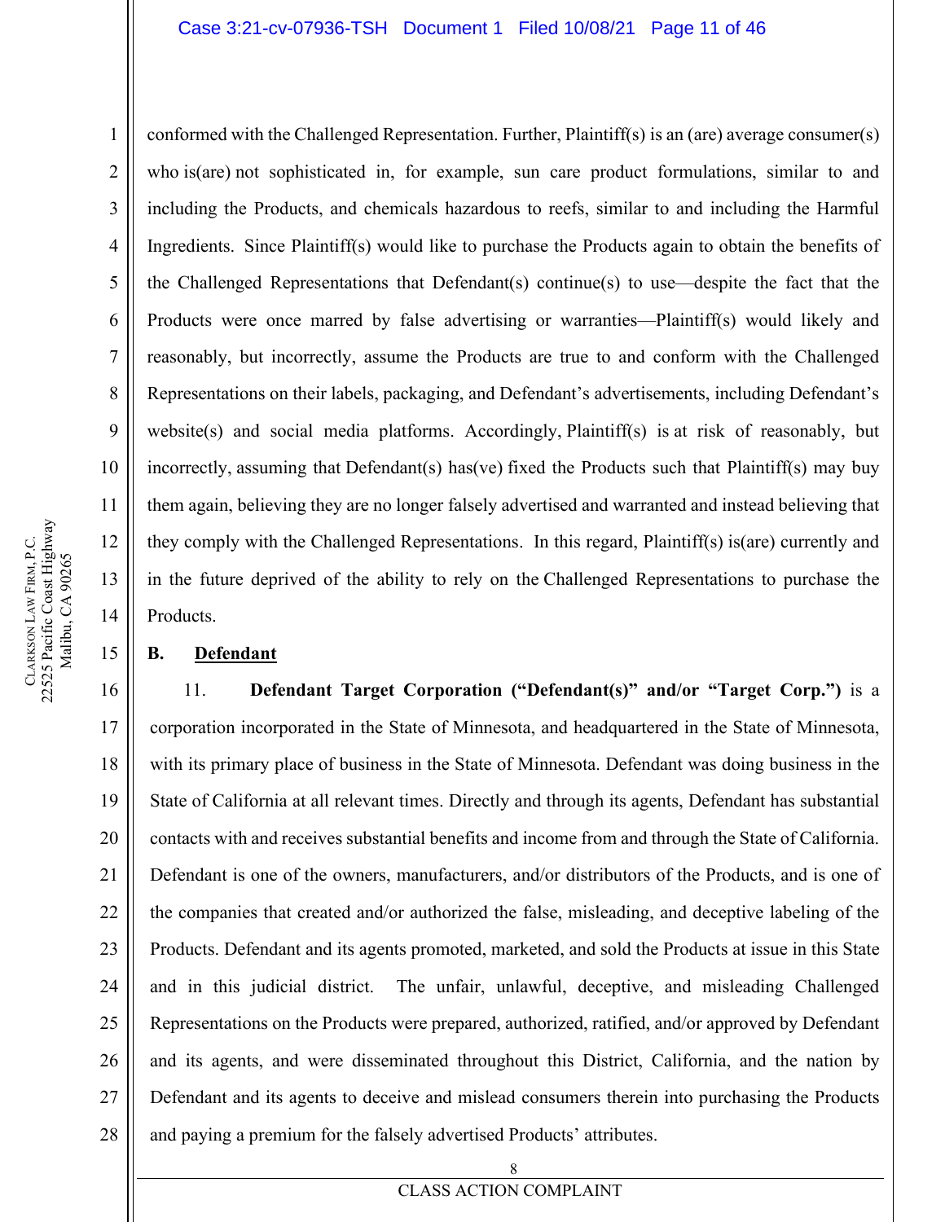conformed with the Challenged Representation. Further, Plaintiff(s) is an (are) average consumer(s) who is(are) not sophisticated in, for example, sun care product formulations, similar to and including the Products, and chemicals hazardous to reefs, similar to and including the Harmful Ingredients. Since Plaintiff(s) would like to purchase the Products again to obtain the benefits of the Challenged Representations that Defendant(s) continue(s) to use—despite the fact that the Products were once marred by false advertising or warranties—Plaintiff(s) would likely and reasonably, but incorrectly, assume the Products are true to and conform with the Challenged Representations on their labels, packaging, and Defendant's advertisements, including Defendant's website(s) and social media platforms. Accordingly, Plaintiff(s) is at risk of reasonably, but incorrectly, assuming that Defendant(s) has(ve) fixed the Products such that Plaintiff(s) may buy them again, believing they are no longer falsely advertised and warranted and instead believing that they comply with the Challenged Representations. In this regard, Plaintiff(s) is(are) currently and in the future deprived of the ability to rely on the Challenged Representations to purchase the Products.

### B. Defendant

11. **Defendant Target Corporation ("Defendant(s)" and/or "Target Corp.")** is a corporation incorporated in the State of Minnesota, and headquartered in the State of Minnesota, with its primary place of business in the State of Minnesota. Defendant was doing business in the State of California at all relevant times. Directly and through its agents, Defendant has substantial contacts with and receives substantial benefits and income from and through the State of California. Defendant is one of the owners, manufacturers, and/or distributors of the Products, and is one of the companies that created and/or authorized the false, misleading, and deceptive labeling of the Products. Defendant and its agents promoted, marketed, and sold the Products at issue in this State and in this judicial district. The unfair, unlawful, deceptive, and misleading Challenged Representations on the Products were prepared, authorized, ratified, and/or approved by Defendant and its agents, and were disseminated throughout this District, California, and the nation by Defendant and its agents to deceive and mislead consumers therein into purchasing the Products and paying a premium for the falsely advertised Products' attributes.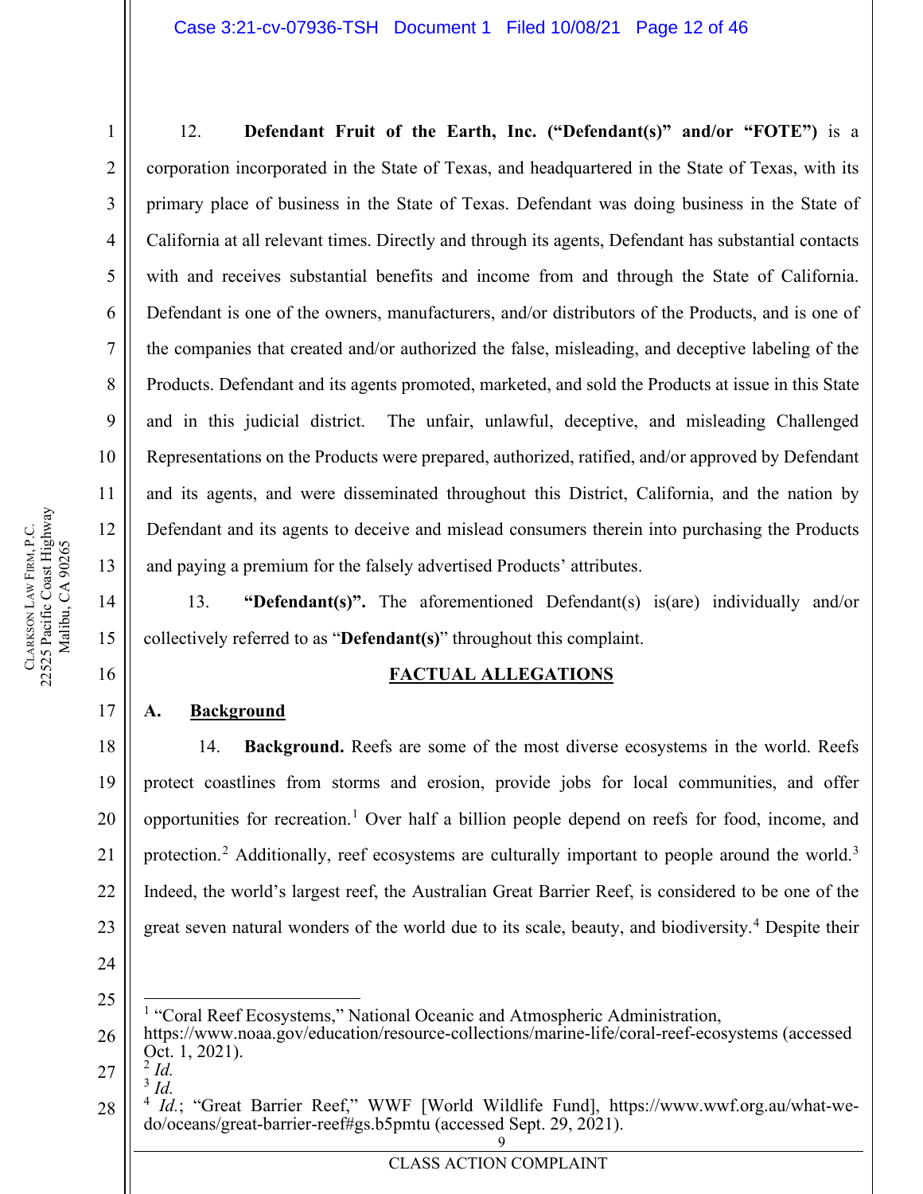12. **Defendant Fruit of the Earth, Inc. ("Defendant(s)" and/or "FOTE")** is a corporation incorporated in the State of Texas, and headquartered in the State of Texas, with its primary place of business in the State of Texas. Defendant was doing business in the State of California at all relevant times. Directly and through its agents, Defendant has substantial contacts with and receives substantial benefits and income from and through the State of California. Defendant is one of the owners, manufacturers, and/or distributors of the Products, and is one of the companies that created and/or authorized the false, misleading, and deceptive labeling of the Products. Defendant and its agents promoted, marketed, and sold the Products at issue in this State and in this judicial district. The unfair, unlawful, deceptive, and misleading Challenged Representations on the Products were prepared, authorized, ratified, and/or approved by Defendant and its agents, and were disseminated throughout this District, California, and the nation by Defendant and its agents to deceive and mislead consumers therein into purchasing the Products and paying a premium for the falsely advertised Products' attributes.

13. **"Defendant(s)".** The aforementioned Defendant(s) is(are) individually and/or collectively referred to as "**Defendant(s)**" throughout this complaint.

## FACTUAL ALLEGATIONS

### A. Background

14. **Background.** Reefs are some of the most diverse ecosystems in the world. Reefs protect coastlines from storms and erosion, provide jobs for local communities, and offer opportunities for recreation.[1] Over half a billion people depend on reefs for food, income, and protection.[2] Additionally, reef ecosystems are culturally important to people around the world.[3] Indeed, the world's largest reef, the Australian Great Barrier Reef, is considered to be one of the great seven natural wonders of the world due to its scale, beauty, and biodiversity.[4] Despite their

---

[1] "Coral Reef Ecosystems," National Oceanic and Atmospheric Administration, https://www.noaa.gov/education/resource-collections/marine-life/coral-reef-ecosystems (accessed Oct. 1, 2021).

[2] *Id.*

[3] *Id.*

[4] *Id.*; "Great Barrier Reef," WWF [World Wildlife Fund], https://www.wwf.org.au/what-we-do/oceans/great-barrier-reef#gs.b5pmtu (accessed Sept. 29, 2021).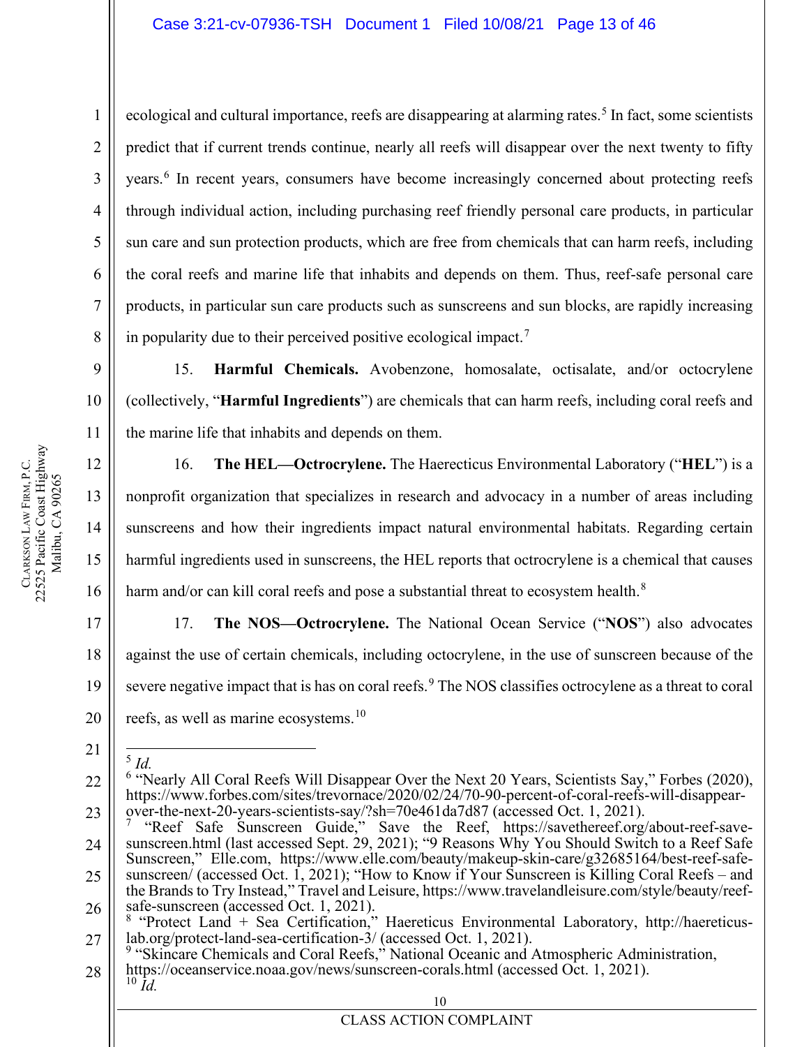ecological and cultural importance, reefs are disappearing at alarming rates.[5] In fact, some scientists predict that if current trends continue, nearly all reefs will disappear over the next twenty to fifty years.[6] In recent years, consumers have become increasingly concerned about protecting reefs through individual action, including purchasing reef friendly personal care products, in particular sun care and sun protection products, which are free from chemicals that can harm reefs, including the coral reefs and marine life that inhabits and depends on them. Thus, reef-safe personal care products, in particular sun care products such as sunscreens and sun blocks, are rapidly increasing in popularity due to their perceived positive ecological impact.[7]

15. **Harmful Chemicals.** Avobenzone, homosalate, octisalate, and/or octocrylene (collectively, "**Harmful Ingredients**") are chemicals that can harm reefs, including coral reefs and the marine life that inhabits and depends on them.

16. **The HEL—Octrocrylene.** The Haerecticus Environmental Laboratory ("**HEL**") is a nonprofit organization that specializes in research and advocacy in a number of areas including sunscreens and how their ingredients impact natural environmental habitats. Regarding certain harmful ingredients used in sunscreens, the HEL reports that octrocrylene is a chemical that causes harm and/or can kill coral reefs and pose a substantial threat to ecosystem health.[8]

17. **The NOS—Octrocrylene.** The National Ocean Service ("**NOS**") also advocates against the use of certain chemicals, including octocrylene, in the use of sunscreen because of the severe negative impact that is has on coral reefs.[9] The NOS classifies octrocylene as a threat to coral reefs, as well as marine ecosystems.[10]

---

[5] *Id.*

[6] "Nearly All Coral Reefs Will Disappear Over the Next 20 Years, Scientists Say," Forbes (2020), https://www.forbes.com/sites/trevornace/2020/02/24/70-90-percent-of-coral-reefs-will-disappear-over-the-next-20-years-scientists-say/?sh=70e461da7d87 (accessed Oct. 1, 2021).

[7] "Reef Safe Sunscreen Guide," Save the Reef, https://savethereef.org/about-reef-save-sunscreen.html (last accessed Sept. 29, 2021); "9 Reasons Why You Should Switch to a Reef Safe Sunscreen," Elle.com, https://www.elle.com/beauty/makeup-skin-care/g32685164/best-reef-safe-sunscreen/ (accessed Oct. 1, 2021); "How to Know if Your Sunscreen is Killing Coral Reefs – and the Brands to Try Instead," Travel and Leisure, https://www.travelandleisure.com/style/beauty/reef-safe-sunscreen (accessed Oct. 1, 2021).

[8] "Protect Land + Sea Certification," Haereticus Environmental Laboratory, http://haereticus-lab.org/protect-land-sea-certification-3/ (accessed Oct. 1, 2021).

[9] "Skincare Chemicals and Coral Reefs," National Oceanic and Atmospheric Administration, https://oceanservice.noaa.gov/news/sunscreen-corals.html (accessed Oct. 1, 2021).

[10] *Id.*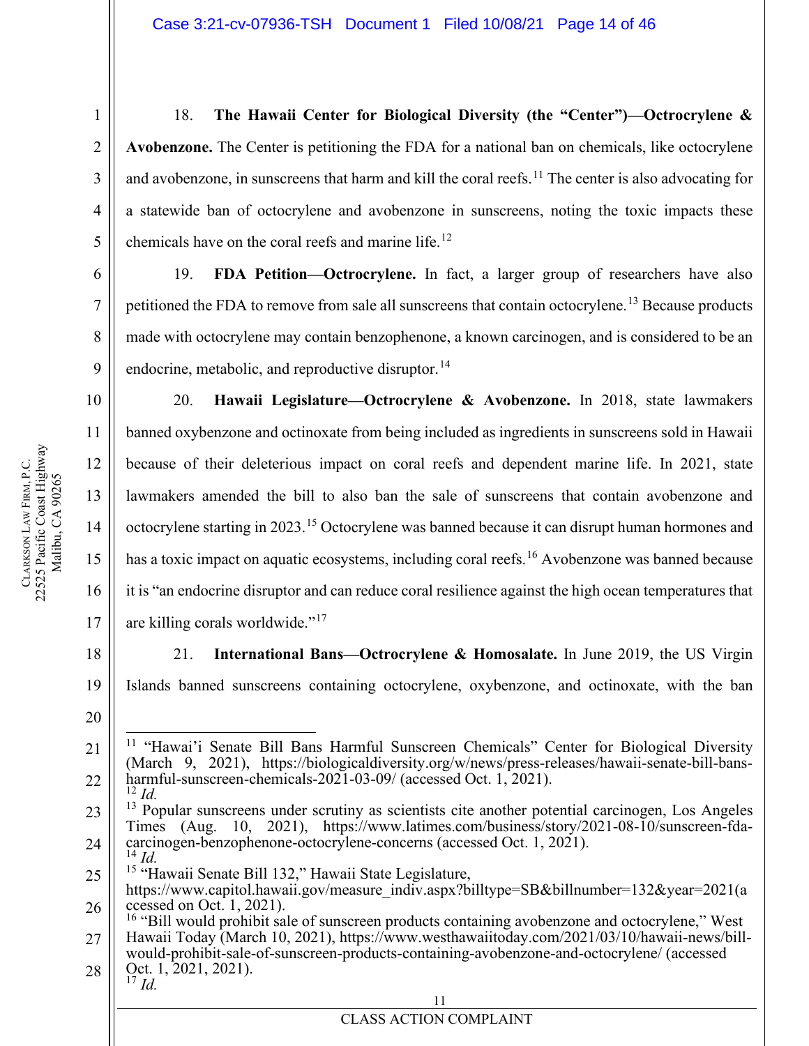18. **The Hawaii Center for Biological Diversity (the "Center")—Octrocrylene & Avobenzone.** The Center is petitioning the FDA for a national ban on chemicals, like octocrylene and avobenzone, in sunscreens that harm and kill the coral reefs.[11] The center is also advocating for a statewide ban of octocrylene and avobenzone in sunscreens, noting the toxic impacts these chemicals have on the coral reefs and marine life.[12]

19. **FDA Petition—Octrocrylene.** In fact, a larger group of researchers have also petitioned the FDA to remove from sale all sunscreens that contain octocrylene.[13] Because products made with octocrylene may contain benzophenone, a known carcinogen, and is considered to be an endocrine, metabolic, and reproductive disruptor.[14]

20. **Hawaii Legislature—Octrocrylene & Avobenzone.** In 2018, state lawmakers banned oxybenzone and octinoxate from being included as ingredients in sunscreens sold in Hawaii because of their deleterious impact on coral reefs and dependent marine life. In 2021, state lawmakers amended the bill to also ban the sale of sunscreens that contain avobenzone and octocrylene starting in 2023.[15] Octocrylene was banned because it can disrupt human hormones and has a toxic impact on aquatic ecosystems, including coral reefs.[16] Avobenzone was banned because it is "an endocrine disruptor and can reduce coral resilience against the high ocean temperatures that are killing corals worldwide."[17]

21. **International Bans—Octrocrylene & Homosalate.** In June 2019, the US Virgin Islands banned sunscreens containing octocrylene, oxybenzone, and octinoxate, with the ban

---

[11] "Hawai'i Senate Bill Bans Harmful Sunscreen Chemicals" Center for Biological Diversity (March 9, 2021), https://biologicaldiversity.org/w/news/press-releases/hawaii-senate-bill-bans-harmful-sunscreen-chemicals-2021-03-09/ (accessed Oct. 1, 2021).
[12] *Id.*
[13] Popular sunscreens under scrutiny as scientists cite another potential carcinogen, Los Angeles Times (Aug. 10, 2021), https://www.latimes.com/business/story/2021-08-10/sunscreen-fda-carcinogen-benzophenone-octocrylene-concerns (accessed Oct. 1, 2021).
[14] *Id.*
[15] "Hawaii Senate Bill 132," Hawaii State Legislature, https://www.capitol.hawaii.gov/measure_indiv.aspx?billtype=SB&billnumber=132&year=2021(accessed on Oct. 1, 2021).
[16] "Bill would prohibit sale of sunscreen products containing avobenzone and octocrylene," West Hawaii Today (March 10, 2021), https://www.westhawaiitoday.com/2021/03/10/hawaii-news/bill-would-prohibit-sale-of-sunscreen-products-containing-avobenzone-and-octocrylene/ (accessed Oct. 1, 2021, 2021).
[17] *Id.*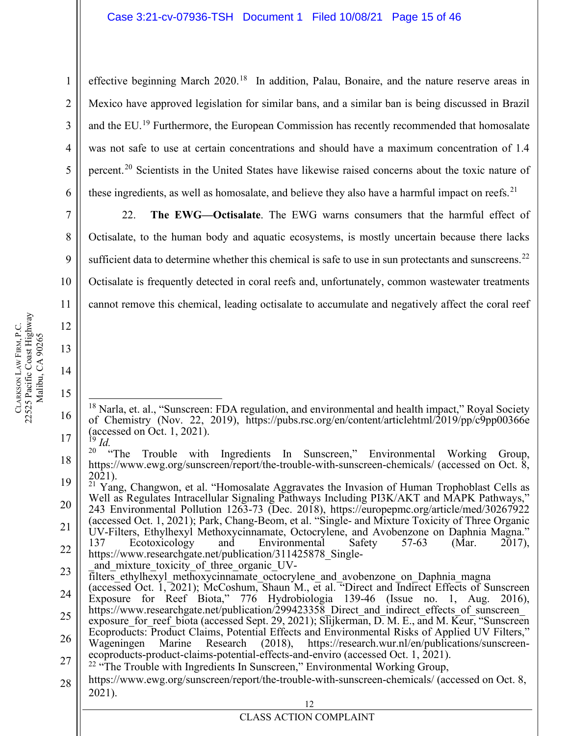effective beginning March 2020.[18] In addition, Palau, Bonaire, and the nature reserve areas in Mexico have approved legislation for similar bans, and a similar ban is being discussed in Brazil and the EU.[19] Furthermore, the European Commission has recently recommended that homosalate was not safe to use at certain concentrations and should have a maximum concentration of 1.4 percent.[20] Scientists in the United States have likewise raised concerns about the toxic nature of these ingredients, as well as homosalate, and believe they also have a harmful impact on reefs.[21]

22. **The EWG—Octisalate**. The EWG warns consumers that the harmful effect of Octisalate, to the human body and aquatic ecosystems, is mostly uncertain because there lacks sufficient data to determine whether this chemical is safe to use in sun protectants and sunscreens.[22] Octisalate is frequently detected in coral reefs and, unfortunately, common wastewater treatments cannot remove this chemical, leading octisalate to accumulate and negatively affect the coral reef

---

[18] Narla, et. al., "Sunscreen: FDA regulation, and environmental and health impact," Royal Society of Chemistry (Nov. 22, 2019), https://pubs.rsc.org/en/content/articlehtml/2019/pp/c9pp00366e (accessed on Oct. 1, 2021).

[19] *Id.*

[20] "The Trouble with Ingredients In Sunscreen," Environmental Working Group, https://www.ewg.org/sunscreen/report/the-trouble-with-sunscreen-chemicals/ (accessed on Oct. 8, 2021).

[21] Yang, Changwon, et al. "Homosalate Aggravates the Invasion of Human Trophoblast Cells as Well as Regulates Intracellular Signaling Pathways Including PI3K/AKT and MAPK Pathways," 243 Environmental Pollution 1263-73 (Dec. 2018), https://europepmc.org/article/med/30267922 (accessed Oct. 1, 2021); Park, Chang-Beom, et al. "Single- and Mixture Toxicity of Three Organic UV-Filters, Ethylhexyl Methoxycinnamate, Octocrylene, and Avobenzone on Daphnia Magna." 137 Ecotoxicology and Environmental Safety 57-63 (Mar. 2017), https://www.researchgate.net/publication/311425878_Single-_and_mixture_toxicity_of_three_organic_UV-filters_ethylhexyl_methoxycinnamate_octocrylene_and_avobenzone_on_Daphnia_magna (accessed Oct. 1, 2021); McCoshum, Shaun M., et al. "Direct and Indirect Effects of Sunscreen Exposure for Reef Biota," 776 Hydrobiologia 139-46 (Issue no. 1, Aug. 2016), https://www.researchgate.net/publication/299423358_Direct_and_indirect_effects_of_sunscreen_exposure_for_reef_biota (accessed Sept. 29, 2021); Slijkerman, D. M. E., and M. Keur, "Sunscreen Ecoproducts: Product Claims, Potential Effects and Environmental Risks of Applied UV Filters," Wageningen Marine Research (2018), https://research.wur.nl/en/publications/sunscreen-ecoproducts-product-claims-potential-effects-and-enviro (accessed Oct. 1, 2021).

[22] "The Trouble with Ingredients In Sunscreen," Environmental Working Group, https://www.ewg.org/sunscreen/report/the-trouble-with-sunscreen-chemicals/ (accessed on Oct. 8, 2021).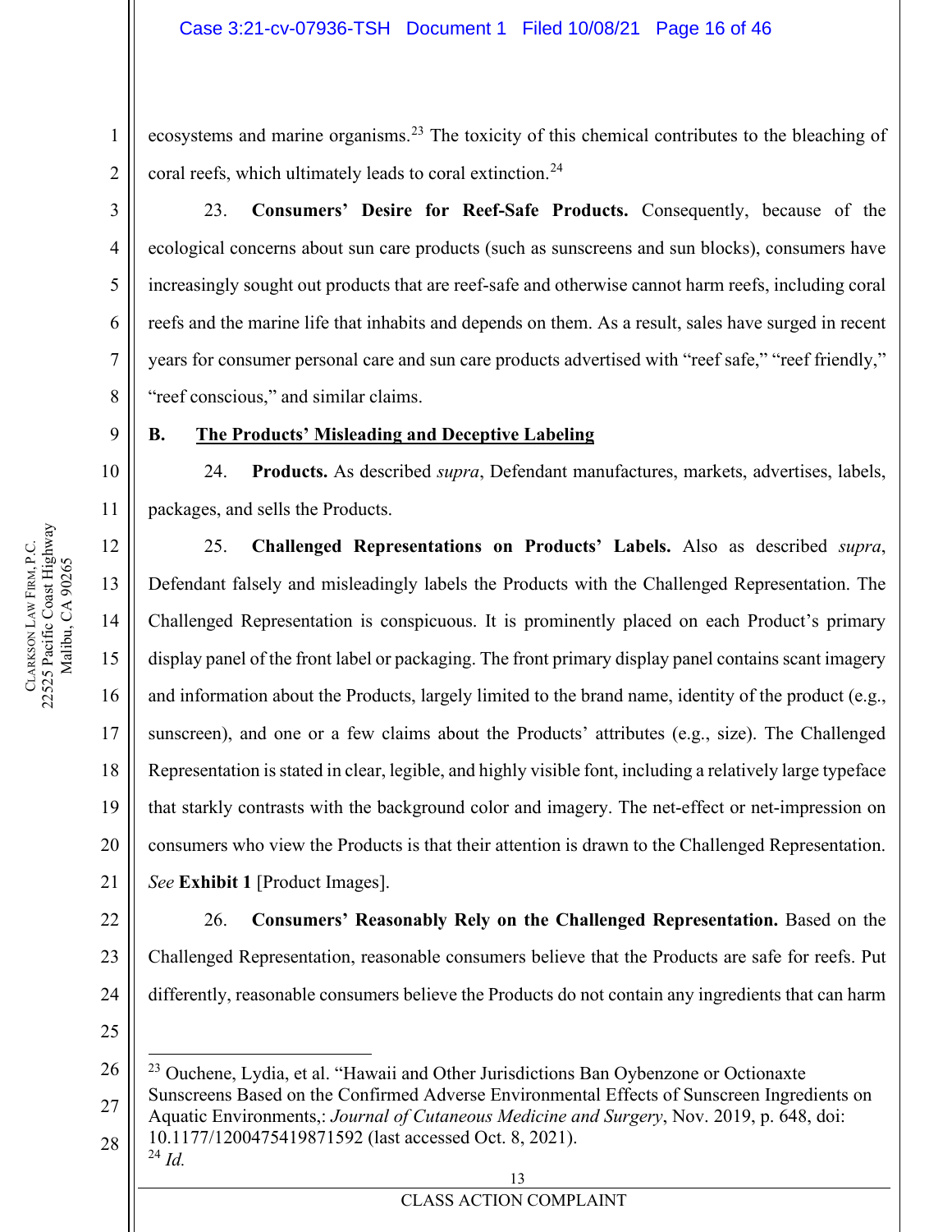ecosystems and marine organisms.[23] The toxicity of this chemical contributes to the bleaching of coral reefs, which ultimately leads to coral extinction.[24]

23. **Consumers' Desire for Reef-Safe Products.** Consequently, because of the ecological concerns about sun care products (such as sunscreens and sun blocks), consumers have increasingly sought out products that are reef-safe and otherwise cannot harm reefs, including coral reefs and the marine life that inhabits and depends on them. As a result, sales have surged in recent years for consumer personal care and sun care products advertised with "reef safe," "reef friendly," "reef conscious," and similar claims.

**B. <u>The Products' Misleading and Deceptive Labeling</u>**

24. **Products.** As described *supra*, Defendant manufactures, markets, advertises, labels, packages, and sells the Products.

25. **Challenged Representations on Products' Labels.** Also as described *supra*, Defendant falsely and misleadingly labels the Products with the Challenged Representation. The Challenged Representation is conspicuous. It is prominently placed on each Product's primary display panel of the front label or packaging. The front primary display panel contains scant imagery and information about the Products, largely limited to the brand name, identity of the product (e.g., sunscreen), and one or a few claims about the Products' attributes (e.g., size). The Challenged Representation is stated in clear, legible, and highly visible font, including a relatively large typeface that starkly contrasts with the background color and imagery. The net-effect or net-impression on consumers who view the Products is that their attention is drawn to the Challenged Representation. *See* **Exhibit 1** [Product Images].

26. **Consumers' Reasonably Rely on the Challenged Representation.** Based on the Challenged Representation, reasonable consumers believe that the Products are safe for reefs. Put differently, reasonable consumers believe the Products do not contain any ingredients that can harm

---

[23] Ouchene, Lydia, et al. "Hawaii and Other Jurisdictions Ban Oybenzone or Octionaxte Sunscreens Based on the Confirmed Adverse Environmental Effects of Sunscreen Ingredients on Aquatic Environments,: *Journal of Cutaneous Medicine and Surgery*, Nov. 2019, p. 648, doi: 10.1177/1200475419871592 (last accessed Oct. 8, 2021).

[24] *Id.*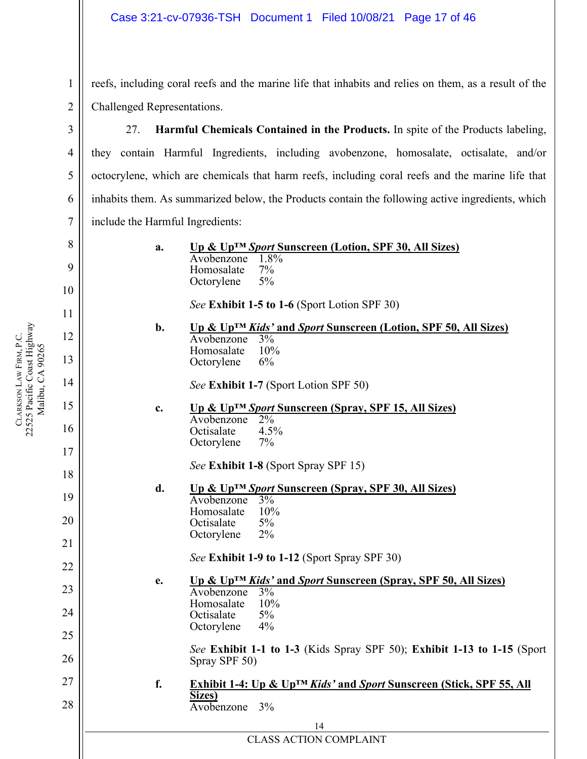reefs, including coral reefs and the marine life that inhabits and relies on them, as a result of the Challenged Representations.

27. **Harmful Chemicals Contained in the Products.** In spite of the Products labeling, they contain Harmful Ingredients, including avobenzone, homosalate, octisalate, and/or octocrylene, which are chemicals that harm reefs, including coral reefs and the marine life that inhabits them. As summarized below, the Products contain the following active ingredients, which include the Harmful Ingredients:

**a.** <u>Up & Up™ *Sport* Sunscreen (Lotion, SPF 30, All Sizes)</u>
Avobenzone 1.8%
Homosalate 7%
Octorylene 5%

*See* **Exhibit 1-5 to 1-6** (Sport Lotion SPF 30)

**b.** <u>Up & Up™ *Kids'* and *Sport* Sunscreen (Lotion, SPF 50, All Sizes)</u>
Avobenzone 3%
Homosalate 10%
Octorylene 6%

*See* **Exhibit 1-7** (Sport Lotion SPF 50)

**c.** <u>Up & Up™ *Sport* Sunscreen (Spray, SPF 15, All Sizes)</u>
Avobenzone 2%
Octisalate 4.5%
Octorylene 7%

*See* **Exhibit 1-8** (Sport Spray SPF 15)

**d.** <u>Up & Up™ *Sport* Sunscreen (Spray, SPF 30, All Sizes)</u>
Avobenzone 3%
Homosalate 10%
Octisalate 5%
Octorylene 2%

*See* **Exhibit 1-9 to 1-12** (Sport Spray SPF 30)

**e.** <u>Up & Up™ *Kids'* and *Sport* Sunscreen (Spray, SPF 50, All Sizes)</u>
Avobenzone 3%
Homosalate 10%
Octisalate 5%
Octorylene 4%

*See* **Exhibit 1-1 to 1-3** (Kids Spray SPF 50); **Exhibit 1-13 to 1-15** (Sport Spray SPF 50)

**f.** <u>**Exhibit 1-4: Up & Up™ *Kids'* and *Sport* Sunscreen (Stick, SPF 55, All Sizes)**</u>
Avobenzone 3%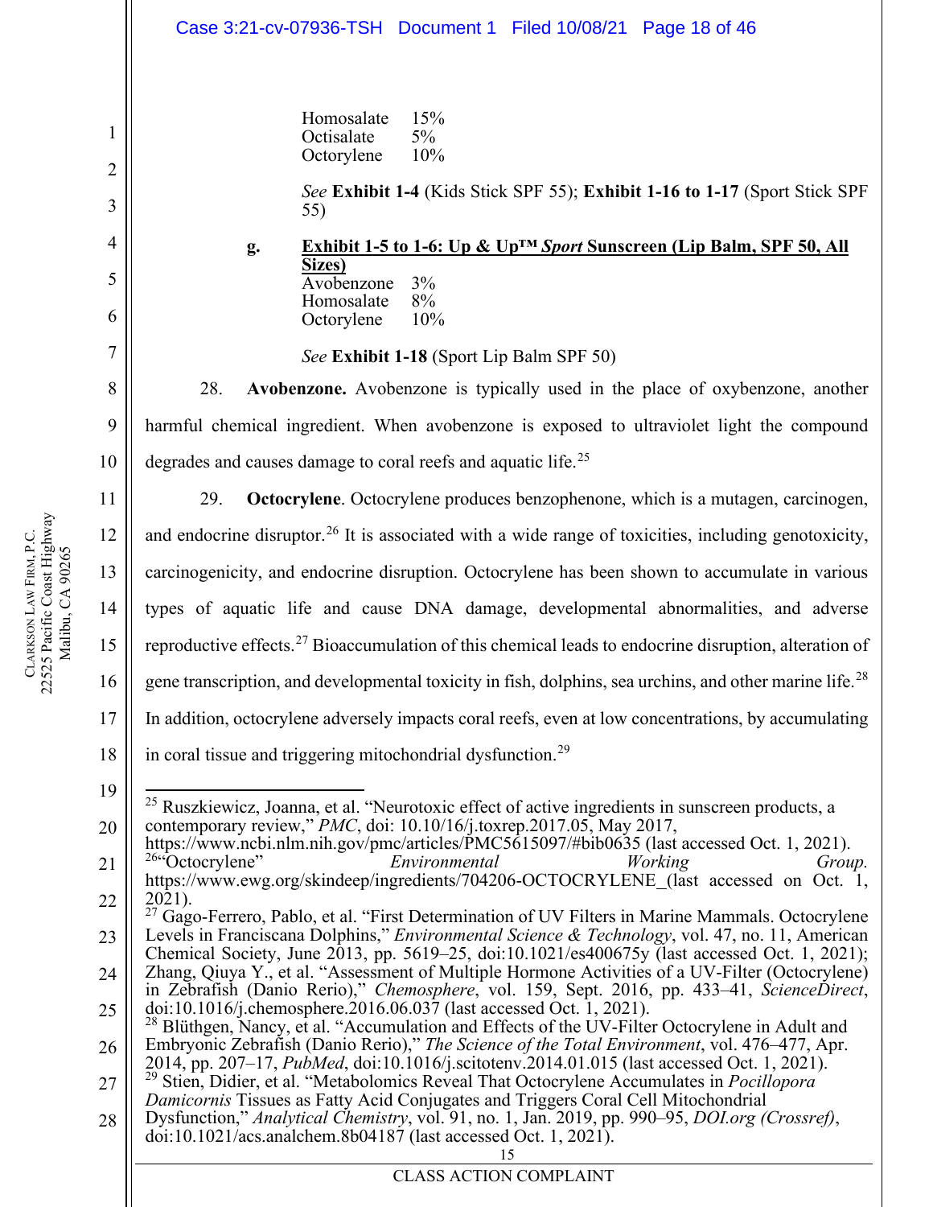Homosalate 15%
Octisalate 5%
Octorylene 10%

*See* **Exhibit 1-4** (Kids Stick SPF 55); **Exhibit 1-16 to 1-17** (Sport Stick SPF 55)

**g. Exhibit 1-5 to 1-6: Up & Up™ *Sport* Sunscreen (Lip Balm, SPF 50, All Sizes)**

Avobenzone 3%
Homosalate 8%
Octorylene 10%

*See* **Exhibit 1-18** (Sport Lip Balm SPF 50)

28. **Avobenzone.** Avobenzone is typically used in the place of oxybenzone, another harmful chemical ingredient. When avobenzone is exposed to ultraviolet light the compound degrades and causes damage to coral reefs and aquatic life.[25]

29. **Octocrylene**. Octocrylene produces benzophenone, which is a mutagen, carcinogen, and endocrine disruptor.[26] It is associated with a wide range of toxicities, including genotoxicity, carcinogenicity, and endocrine disruption. Octocrylene has been shown to accumulate in various types of aquatic life and cause DNA damage, developmental abnormalities, and adverse reproductive effects.[27] Bioaccumulation of this chemical leads to endocrine disruption, alteration of gene transcription, and developmental toxicity in fish, dolphins, sea urchins, and other marine life.[28] In addition, octocrylene adversely impacts coral reefs, even at low concentrations, by accumulating in coral tissue and triggering mitochondrial dysfunction.[29]

---

[25] Ruszkiewicz, Joanna, et al. "Neurotoxic effect of active ingredients in sunscreen products, a contemporary review," *PMC*, doi: 10.10/16/j.toxrep.2017.05, May 2017, https://www.ncbi.nlm.nih.gov/pmc/articles/PMC5615097/#bib0635 (last accessed Oct. 1, 2021).

[26] "Octocrylene" *Environmental Working Group.* https://www.ewg.org/skindeep/ingredients/704206-OCTOCRYLENE_(last accessed on Oct. 1, 2021).

[27] Gago-Ferrero, Pablo, et al. "First Determination of UV Filters in Marine Mammals. Octocrylene Levels in Franciscana Dolphins," *Environmental Science & Technology*, vol. 47, no. 11, American Chemical Society, June 2013, pp. 5619–25, doi:10.1021/es400675y (last accessed Oct. 1, 2021); Zhang, Qiuya Y., et al. "Assessment of Multiple Hormone Activities of a UV-Filter (Octocrylene) in Zebrafish (Danio Rerio)," *Chemosphere*, vol. 159, Sept. 2016, pp. 433–41, *ScienceDirect*, doi:10.1016/j.chemosphere.2016.06.037 (last accessed Oct. 1, 2021).

[28] Blüthgen, Nancy, et al. "Accumulation and Effects of the UV-Filter Octocrylene in Adult and Embryonic Zebrafish (Danio Rerio)," *The Science of the Total Environment*, vol. 476–477, Apr. 2014, pp. 207–17, *PubMed*, doi:10.1016/j.scitotenv.2014.01.015 (last accessed Oct. 1, 2021).

[29] Stien, Didier, et al. "Metabolomics Reveal That Octocrylene Accumulates in *Pocillopora Damicornis* Tissues as Fatty Acid Conjugates and Triggers Coral Cell Mitochondrial Dysfunction," *Analytical Chemistry*, vol. 91, no. 1, Jan. 2019, pp. 990–95, *DOI.org (Crossref)*, doi:10.1021/acs.analchem.8b04187 (last accessed Oct. 1, 2021).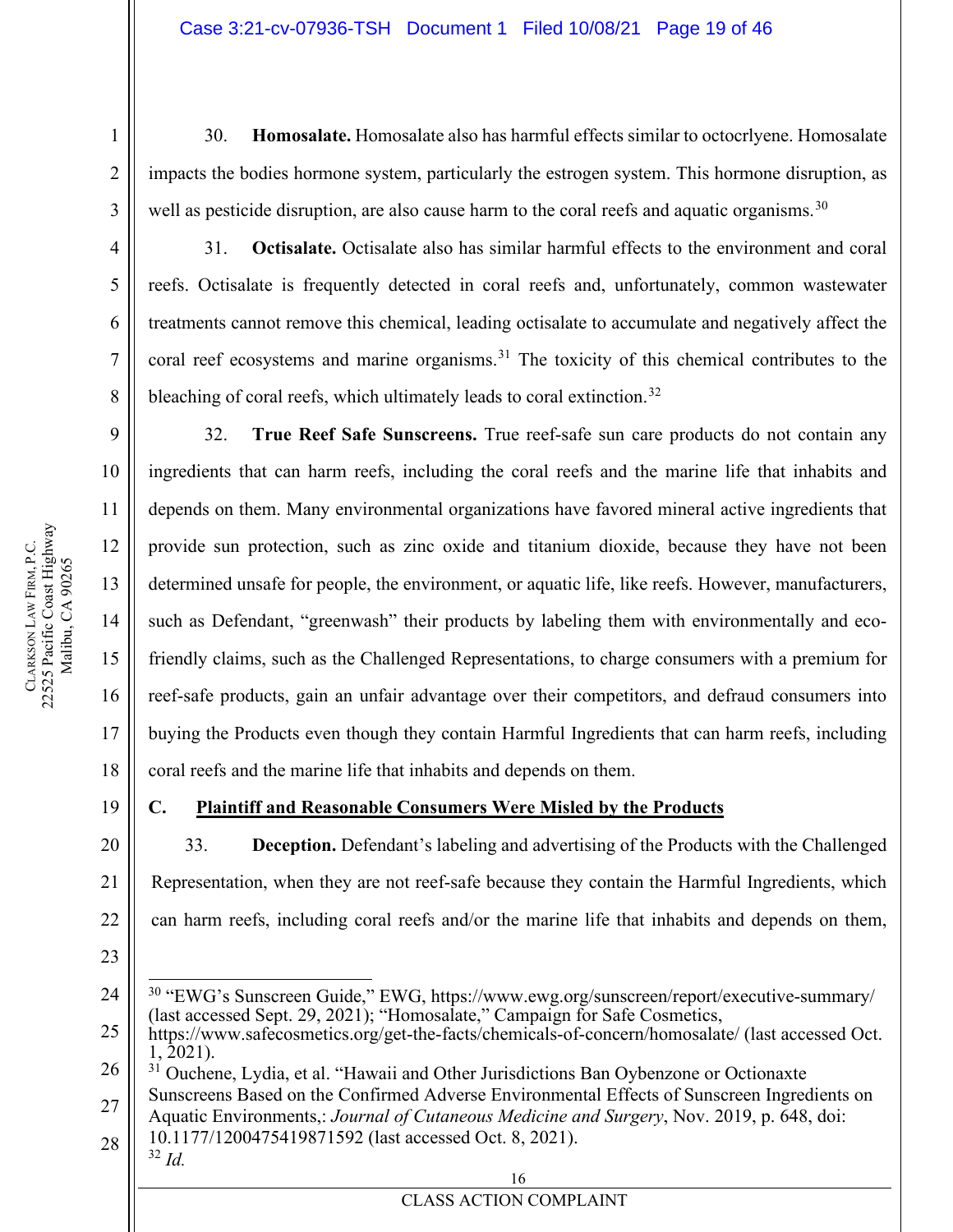30. **Homosalate.** Homosalate also has harmful effects similar to octocrlyene. Homosalate impacts the bodies hormone system, particularly the estrogen system. This hormone disruption, as well as pesticide disruption, are also cause harm to the coral reefs and aquatic organisms.[30]

31. **Octisalate.** Octisalate also has similar harmful effects to the environment and coral reefs. Octisalate is frequently detected in coral reefs and, unfortunately, common wastewater treatments cannot remove this chemical, leading octisalate to accumulate and negatively affect the coral reef ecosystems and marine organisms.[31] The toxicity of this chemical contributes to the bleaching of coral reefs, which ultimately leads to coral extinction.[32]

32. **True Reef Safe Sunscreens.** True reef-safe sun care products do not contain any ingredients that can harm reefs, including the coral reefs and the marine life that inhabits and depends on them. Many environmental organizations have favored mineral active ingredients that provide sun protection, such as zinc oxide and titanium dioxide, because they have not been determined unsafe for people, the environment, or aquatic life, like reefs. However, manufacturers, such as Defendant, "greenwash" their products by labeling them with environmentally and eco-friendly claims, such as the Challenged Representations, to charge consumers with a premium for reef-safe products, gain an unfair advantage over their competitors, and defraud consumers into buying the Products even though they contain Harmful Ingredients that can harm reefs, including coral reefs and the marine life that inhabits and depends on them.

## C. Plaintiff and Reasonable Consumers Were Misled by the Products

33. **Deception.** Defendant's labeling and advertising of the Products with the Challenged Representation, when they are not reef-safe because they contain the Harmful Ingredients, which can harm reefs, including coral reefs and/or the marine life that inhabits and depends on them,

---

[30] "EWG's Sunscreen Guide," EWG, https://www.ewg.org/sunscreen/report/executive-summary/ (last accessed Sept. 29, 2021); "Homosalate," Campaign for Safe Cosmetics, https://www.safecosmetics.org/get-the-facts/chemicals-of-concern/homosalate/ (last accessed Oct. 1, 2021).

[31] Ouchene, Lydia, et al. "Hawaii and Other Jurisdictions Ban Oybenzone or Octionaxte Sunscreens Based on the Confirmed Adverse Environmental Effects of Sunscreen Ingredients on Aquatic Environments,: *Journal of Cutaneous Medicine and Surgery*, Nov. 2019, p. 648, doi: 10.1177/1200475419871592 (last accessed Oct. 8, 2021).

[32] *Id.*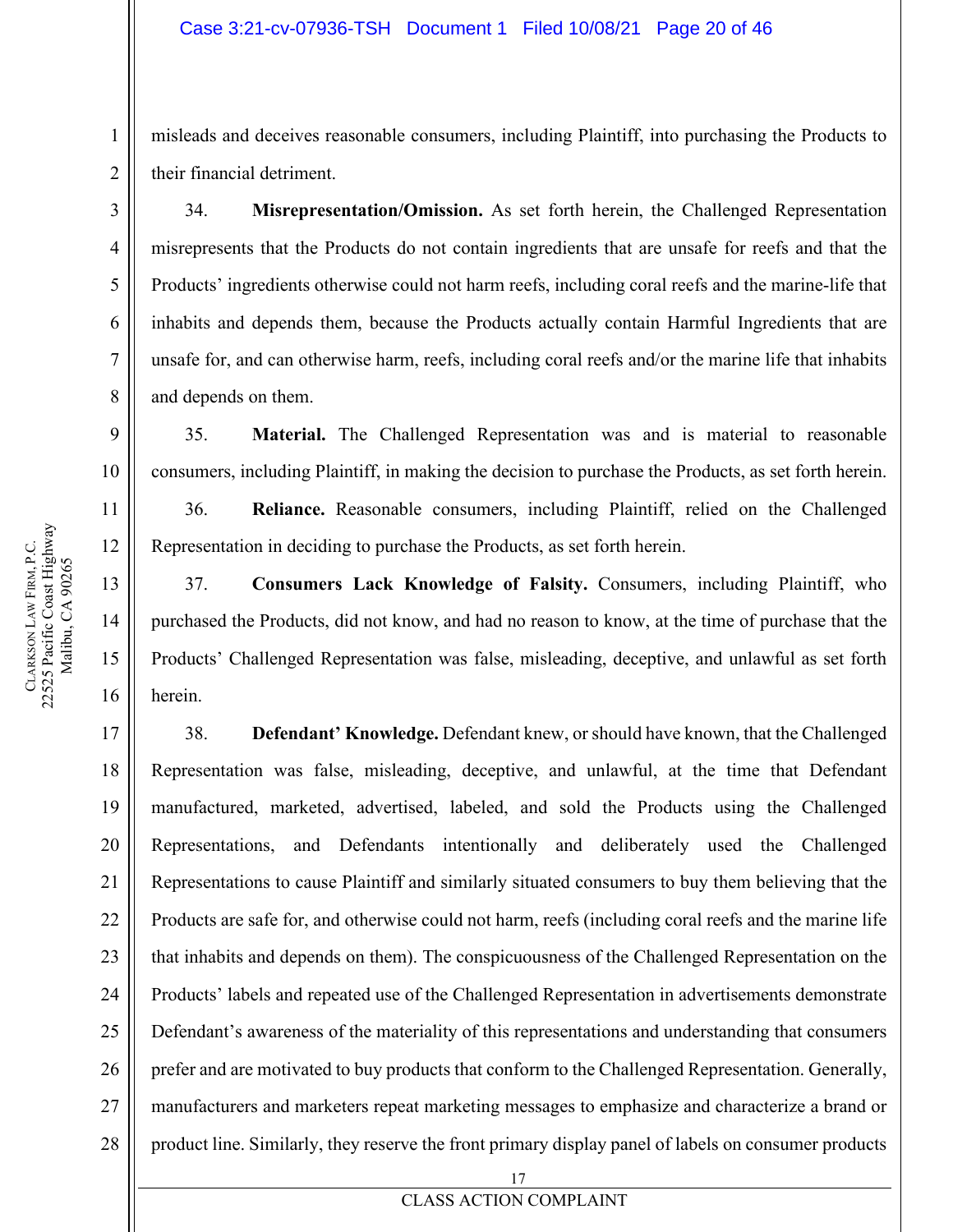misleads and deceives reasonable consumers, including Plaintiff, into purchasing the Products to their financial detriment.

34. **Misrepresentation/Omission.** As set forth herein, the Challenged Representation misrepresents that the Products do not contain ingredients that are unsafe for reefs and that the Products' ingredients otherwise could not harm reefs, including coral reefs and the marine-life that inhabits and depends them, because the Products actually contain Harmful Ingredients that are unsafe for, and can otherwise harm, reefs, including coral reefs and/or the marine life that inhabits and depends on them.

35. **Material.** The Challenged Representation was and is material to reasonable consumers, including Plaintiff, in making the decision to purchase the Products, as set forth herein.

36. **Reliance.** Reasonable consumers, including Plaintiff, relied on the Challenged Representation in deciding to purchase the Products, as set forth herein.

37. **Consumers Lack Knowledge of Falsity.** Consumers, including Plaintiff, who purchased the Products, did not know, and had no reason to know, at the time of purchase that the Products' Challenged Representation was false, misleading, deceptive, and unlawful as set forth herein.

38. **Defendant' Knowledge.** Defendant knew, or should have known, that the Challenged Representation was false, misleading, deceptive, and unlawful, at the time that Defendant manufactured, marketed, advertised, labeled, and sold the Products using the Challenged Representations, and Defendants intentionally and deliberately used the Challenged Representations to cause Plaintiff and similarly situated consumers to buy them believing that the Products are safe for, and otherwise could not harm, reefs (including coral reefs and the marine life that inhabits and depends on them). The conspicuousness of the Challenged Representation on the Products' labels and repeated use of the Challenged Representation in advertisements demonstrate Defendant's awareness of the materiality of this representations and understanding that consumers prefer and are motivated to buy products that conform to the Challenged Representation. Generally, manufacturers and marketers repeat marketing messages to emphasize and characterize a brand or product line. Similarly, they reserve the front primary display panel of labels on consumer products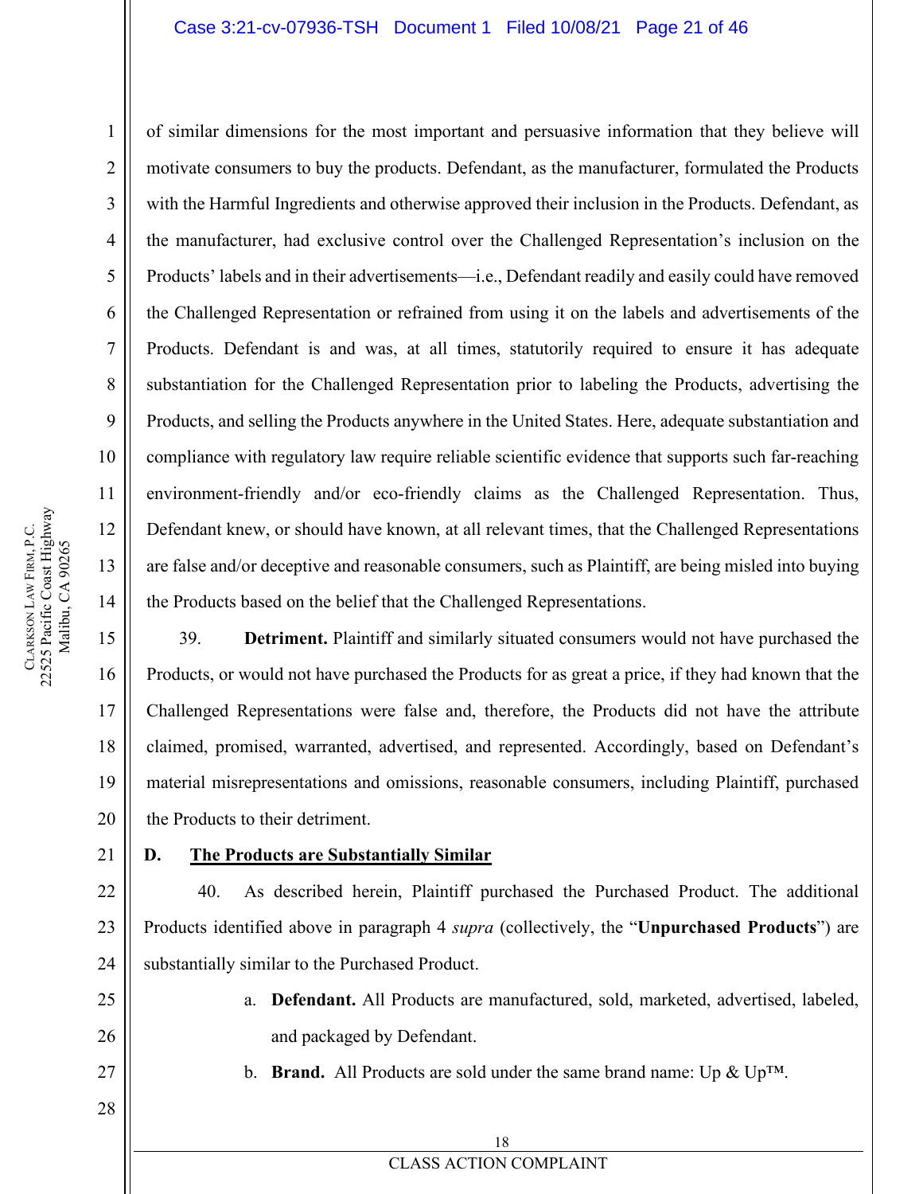of similar dimensions for the most important and persuasive information that they believe will motivate consumers to buy the products. Defendant, as the manufacturer, formulated the Products with the Harmful Ingredients and otherwise approved their inclusion in the Products. Defendant, as the manufacturer, had exclusive control over the Challenged Representation's inclusion on the Products' labels and in their advertisements—i.e., Defendant readily and easily could have removed the Challenged Representation or refrained from using it on the labels and advertisements of the Products. Defendant is and was, at all times, statutorily required to ensure it has adequate substantiation for the Challenged Representation prior to labeling the Products, advertising the Products, and selling the Products anywhere in the United States. Here, adequate substantiation and compliance with regulatory law require reliable scientific evidence that supports such far-reaching environment-friendly and/or eco-friendly claims as the Challenged Representation. Thus, Defendant knew, or should have known, at all relevant times, that the Challenged Representations are false and/or deceptive and reasonable consumers, such as Plaintiff, are being misled into buying the Products based on the belief that the Challenged Representations.

39. **Detriment.** Plaintiff and similarly situated consumers would not have purchased the Products, or would not have purchased the Products for as great a price, if they had known that the Challenged Representations were false and, therefore, the Products did not have the attribute claimed, promised, warranted, advertised, and represented. Accordingly, based on Defendant's material misrepresentations and omissions, reasonable consumers, including Plaintiff, purchased the Products to their detriment.

## D. The Products are Substantially Similar

40. As described herein, Plaintiff purchased the Purchased Product. The additional Products identified above in paragraph 4 *supra* (collectively, the "**Unpurchased Products**") are substantially similar to the Purchased Product.

a. **Defendant.** All Products are manufactured, sold, marketed, advertised, labeled, and packaged by Defendant.

b. **Brand.** All Products are sold under the same brand name: Up & Up™.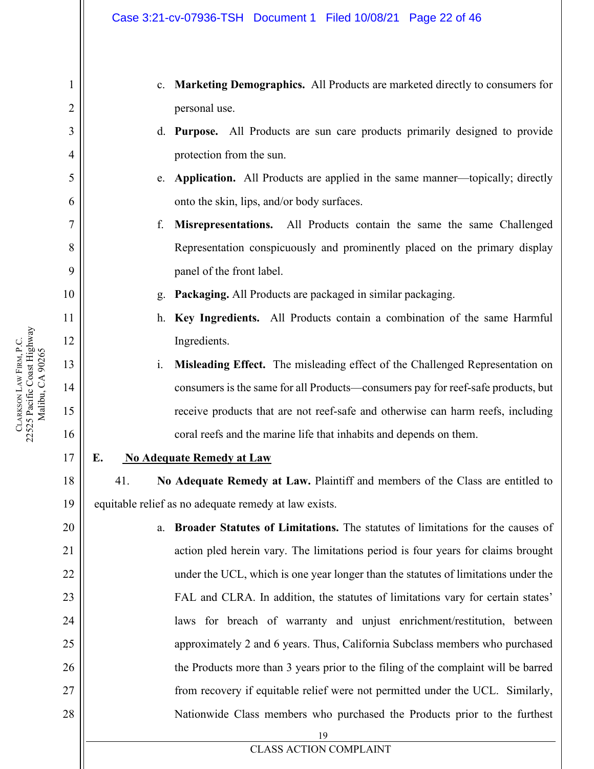c. **Marketing Demographics.** All Products are marketed directly to consumers for personal use.

d. **Purpose.** All Products are sun care products primarily designed to provide protection from the sun.

e. **Application.** All Products are applied in the same manner—topically; directly onto the skin, lips, and/or body surfaces.

f. **Misrepresentations.** All Products contain the same the same Challenged Representation conspicuously and prominently placed on the primary display panel of the front label.

g. **Packaging.** All Products are packaged in similar packaging.

h. **Key Ingredients.** All Products contain a combination of the same Harmful Ingredients.

i. **Misleading Effect.** The misleading effect of the Challenged Representation on consumers is the same for all Products—consumers pay for reef-safe products, but receive products that are not reef-safe and otherwise can harm reefs, including coral reefs and the marine life that inhabits and depends on them.

## E. No Adequate Remedy at Law

41. **No Adequate Remedy at Law.** Plaintiff and members of the Class are entitled to equitable relief as no adequate remedy at law exists.

a. **Broader Statutes of Limitations.** The statutes of limitations for the causes of action pled herein vary. The limitations period is four years for claims brought under the UCL, which is one year longer than the statutes of limitations under the FAL and CLRA. In addition, the statutes of limitations vary for certain states' laws for breach of warranty and unjust enrichment/restitution, between approximately 2 and 6 years. Thus, California Subclass members who purchased the Products more than 3 years prior to the filing of the complaint will be barred from recovery if equitable relief were not permitted under the UCL. Similarly, Nationwide Class members who purchased the Products prior to the furthest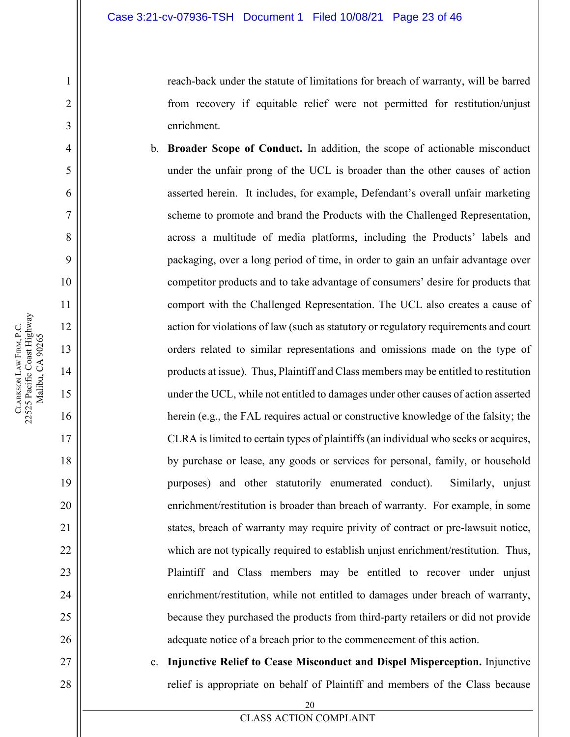reach-back under the statute of limitations for breach of warranty, will be barred from recovery if equitable relief were not permitted for restitution/unjust enrichment.

b. **Broader Scope of Conduct.** In addition, the scope of actionable misconduct under the unfair prong of the UCL is broader than the other causes of action asserted herein. It includes, for example, Defendant's overall unfair marketing scheme to promote and brand the Products with the Challenged Representation, across a multitude of media platforms, including the Products' labels and packaging, over a long period of time, in order to gain an unfair advantage over competitor products and to take advantage of consumers' desire for products that comport with the Challenged Representation. The UCL also creates a cause of action for violations of law (such as statutory or regulatory requirements and court orders related to similar representations and omissions made on the type of products at issue). Thus, Plaintiff and Class members may be entitled to restitution under the UCL, while not entitled to damages under other causes of action asserted herein (e.g., the FAL requires actual or constructive knowledge of the falsity; the CLRA is limited to certain types of plaintiffs (an individual who seeks or acquires, by purchase or lease, any goods or services for personal, family, or household purposes) and other statutorily enumerated conduct). Similarly, unjust enrichment/restitution is broader than breach of warranty. For example, in some states, breach of warranty may require privity of contract or pre-lawsuit notice, which are not typically required to establish unjust enrichment/restitution. Thus, Plaintiff and Class members may be entitled to recover under unjust enrichment/restitution, while not entitled to damages under breach of warranty, because they purchased the products from third-party retailers or did not provide adequate notice of a breach prior to the commencement of this action.

c. **Injunctive Relief to Cease Misconduct and Dispel Misperception.** Injunctive relief is appropriate on behalf of Plaintiff and members of the Class because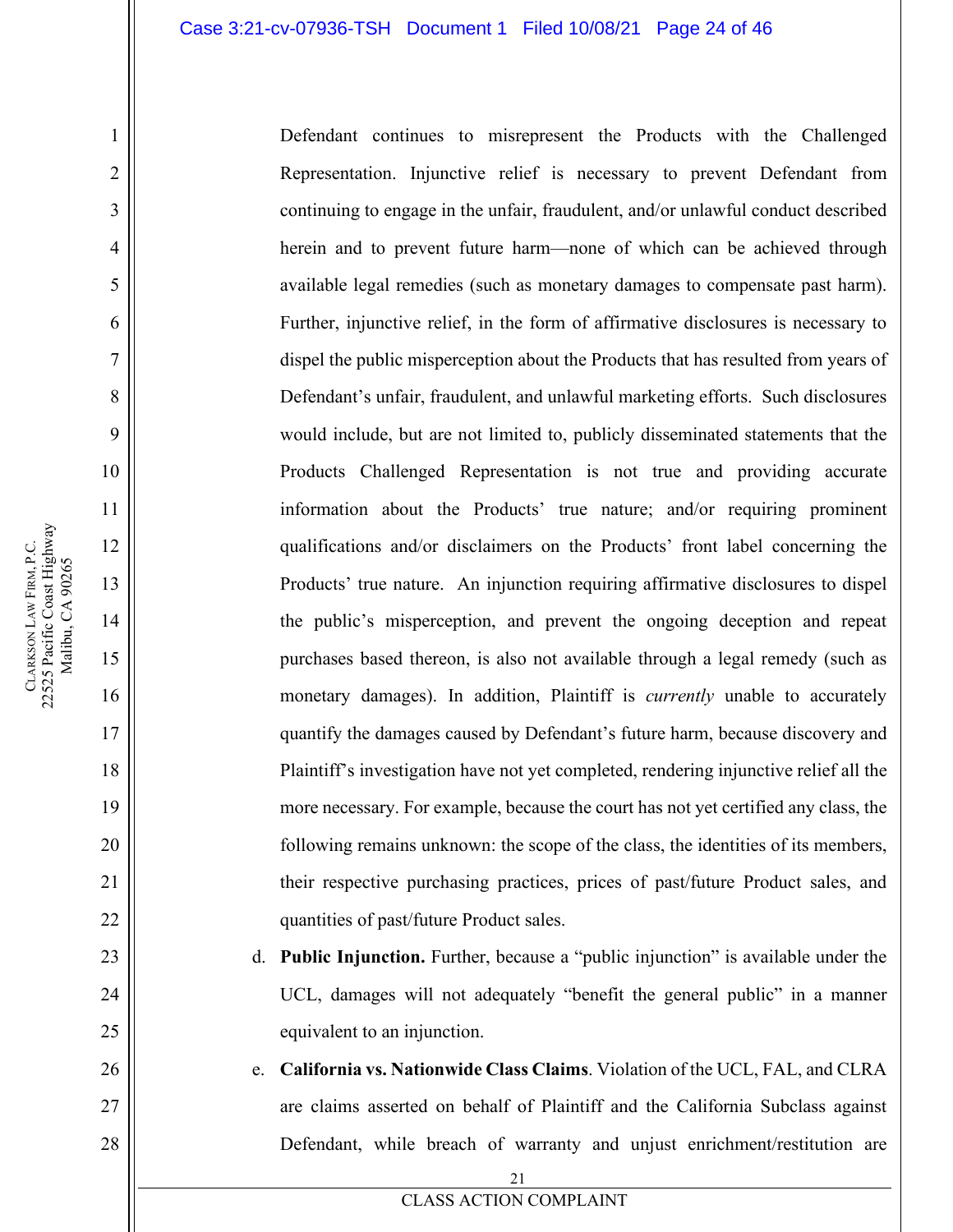Defendant continues to misrepresent the Products with the Challenged Representation. Injunctive relief is necessary to prevent Defendant from continuing to engage in the unfair, fraudulent, and/or unlawful conduct described herein and to prevent future harm—none of which can be achieved through available legal remedies (such as monetary damages to compensate past harm). Further, injunctive relief, in the form of affirmative disclosures is necessary to dispel the public misperception about the Products that has resulted from years of Defendant's unfair, fraudulent, and unlawful marketing efforts. Such disclosures would include, but are not limited to, publicly disseminated statements that the Products Challenged Representation is not true and providing accurate information about the Products' true nature; and/or requiring prominent qualifications and/or disclaimers on the Products' front label concerning the Products' true nature. An injunction requiring affirmative disclosures to dispel the public's misperception, and prevent the ongoing deception and repeat purchases based thereon, is also not available through a legal remedy (such as monetary damages). In addition, Plaintiff is *currently* unable to accurately quantify the damages caused by Defendant's future harm, because discovery and Plaintiff's investigation have not yet completed, rendering injunctive relief all the more necessary. For example, because the court has not yet certified any class, the following remains unknown: the scope of the class, the identities of its members, their respective purchasing practices, prices of past/future Product sales, and quantities of past/future Product sales.

d. **Public Injunction.** Further, because a "public injunction" is available under the UCL, damages will not adequately "benefit the general public" in a manner equivalent to an injunction.

e. **California vs. Nationwide Class Claims**. Violation of the UCL, FAL, and CLRA are claims asserted on behalf of Plaintiff and the California Subclass against Defendant, while breach of warranty and unjust enrichment/restitution are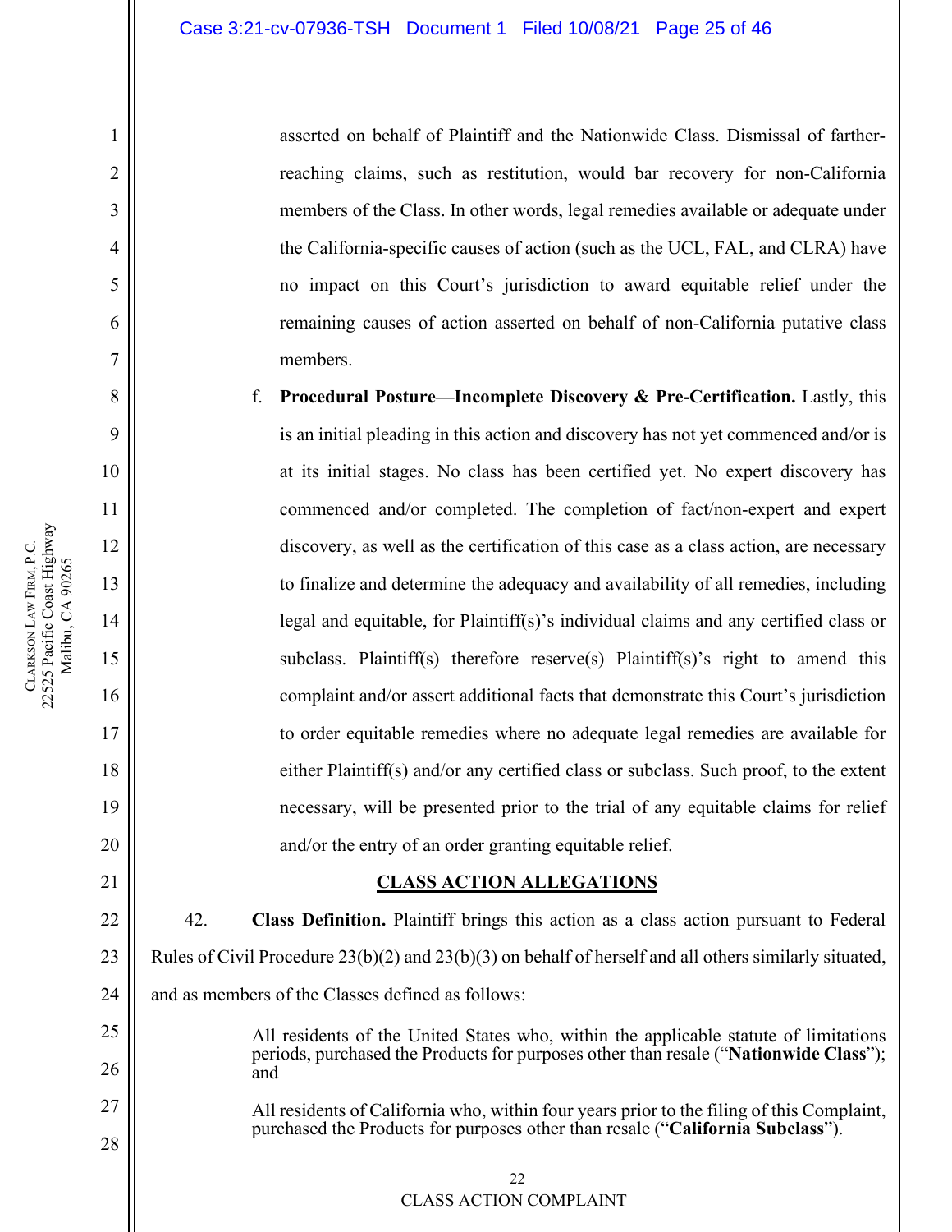asserted on behalf of Plaintiff and the Nationwide Class. Dismissal of farther-reaching claims, such as restitution, would bar recovery for non-California members of the Class. In other words, legal remedies available or adequate under the California-specific causes of action (such as the UCL, FAL, and CLRA) have no impact on this Court's jurisdiction to award equitable relief under the remaining causes of action asserted on behalf of non-California putative class members.

f. **Procedural Posture—Incomplete Discovery & Pre-Certification.** Lastly, this is an initial pleading in this action and discovery has not yet commenced and/or is at its initial stages. No class has been certified yet. No expert discovery has commenced and/or completed. The completion of fact/non-expert and expert discovery, as well as the certification of this case as a class action, are necessary to finalize and determine the adequacy and availability of all remedies, including legal and equitable, for Plaintiff(s)'s individual claims and any certified class or subclass. Plaintiff(s) therefore reserve(s) Plaintiff(s)'s right to amend this complaint and/or assert additional facts that demonstrate this Court's jurisdiction to order equitable remedies where no adequate legal remedies are available for either Plaintiff(s) and/or any certified class or subclass. Such proof, to the extent necessary, will be presented prior to the trial of any equitable claims for relief and/or the entry of an order granting equitable relief.

## CLASS ACTION ALLEGATIONS

42. **Class Definition.** Plaintiff brings this action as a class action pursuant to Federal Rules of Civil Procedure 23(b)(2) and 23(b)(3) on behalf of herself and all others similarly situated, and as members of the Classes defined as follows:

> All residents of the United States who, within the applicable statute of limitations periods, purchased the Products for purposes other than resale ("**Nationwide Class**"); and

> All residents of California who, within four years prior to the filing of this Complaint, purchased the Products for purposes other than resale ("**California Subclass**").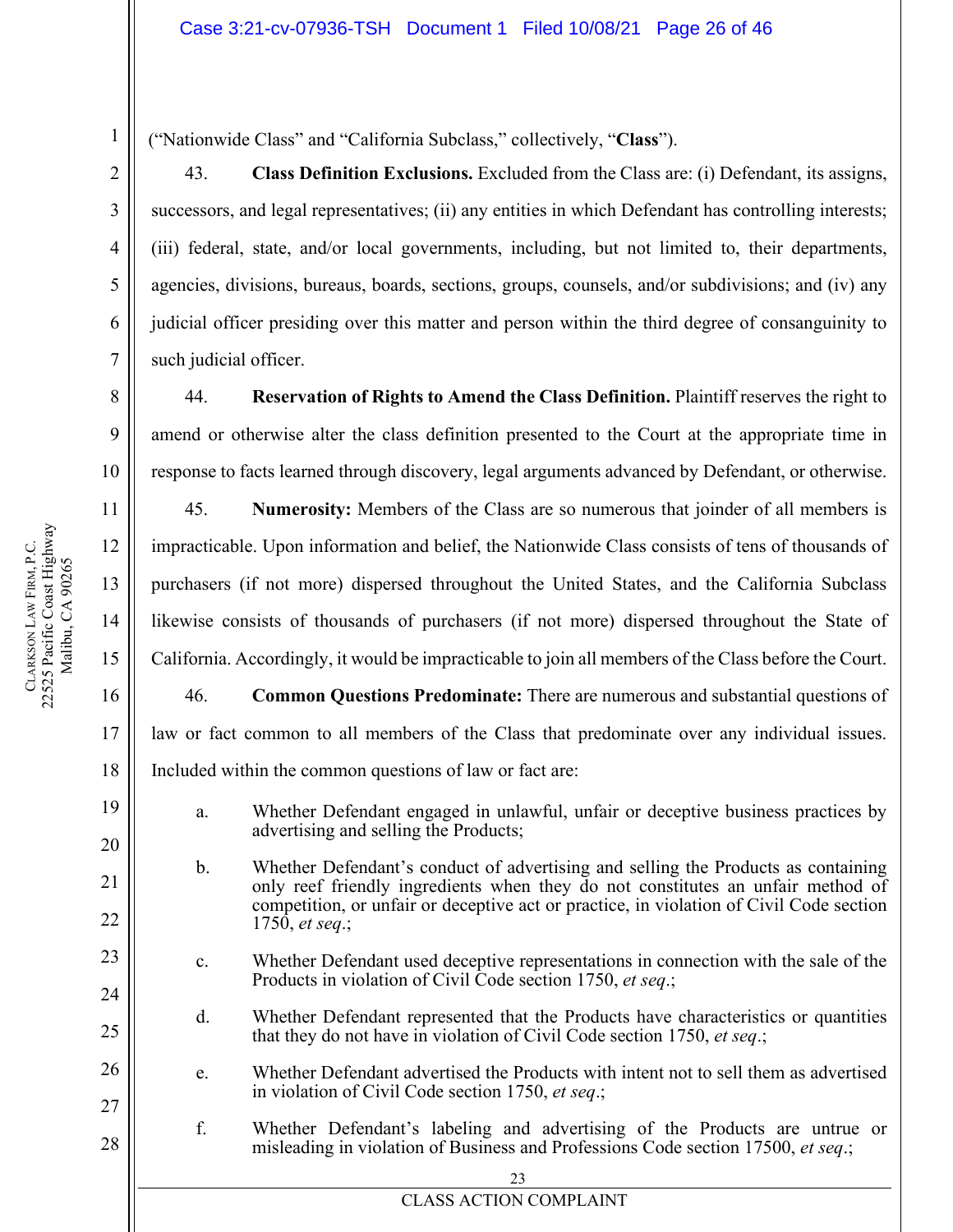("Nationwide Class" and "California Subclass," collectively, "**Class**").

43. **Class Definition Exclusions.** Excluded from the Class are: (i) Defendant, its assigns, successors, and legal representatives; (ii) any entities in which Defendant has controlling interests; (iii) federal, state, and/or local governments, including, but not limited to, their departments, agencies, divisions, bureaus, boards, sections, groups, counsels, and/or subdivisions; and (iv) any judicial officer presiding over this matter and person within the third degree of consanguinity to such judicial officer.

44. **Reservation of Rights to Amend the Class Definition.** Plaintiff reserves the right to amend or otherwise alter the class definition presented to the Court at the appropriate time in response to facts learned through discovery, legal arguments advanced by Defendant, or otherwise.

45. **Numerosity:** Members of the Class are so numerous that joinder of all members is impracticable. Upon information and belief, the Nationwide Class consists of tens of thousands of purchasers (if not more) dispersed throughout the United States, and the California Subclass likewise consists of thousands of purchasers (if not more) dispersed throughout the State of California. Accordingly, it would be impracticable to join all members of the Class before the Court.

46. **Common Questions Predominate:** There are numerous and substantial questions of law or fact common to all members of the Class that predominate over any individual issues. Included within the common questions of law or fact are:

a. Whether Defendant engaged in unlawful, unfair or deceptive business practices by advertising and selling the Products;

b. Whether Defendant's conduct of advertising and selling the Products as containing only reef friendly ingredients when they do not constitutes an unfair method of competition, or unfair or deceptive act or practice, in violation of Civil Code section 1750, *et seq*.;

c. Whether Defendant used deceptive representations in connection with the sale of the Products in violation of Civil Code section 1750, *et seq*.;

d. Whether Defendant represented that the Products have characteristics or quantities that they do not have in violation of Civil Code section 1750, *et seq*.;

e. Whether Defendant advertised the Products with intent not to sell them as advertised in violation of Civil Code section 1750, *et seq*.;

f. Whether Defendant's labeling and advertising of the Products are untrue or misleading in violation of Business and Professions Code section 17500, *et seq*.;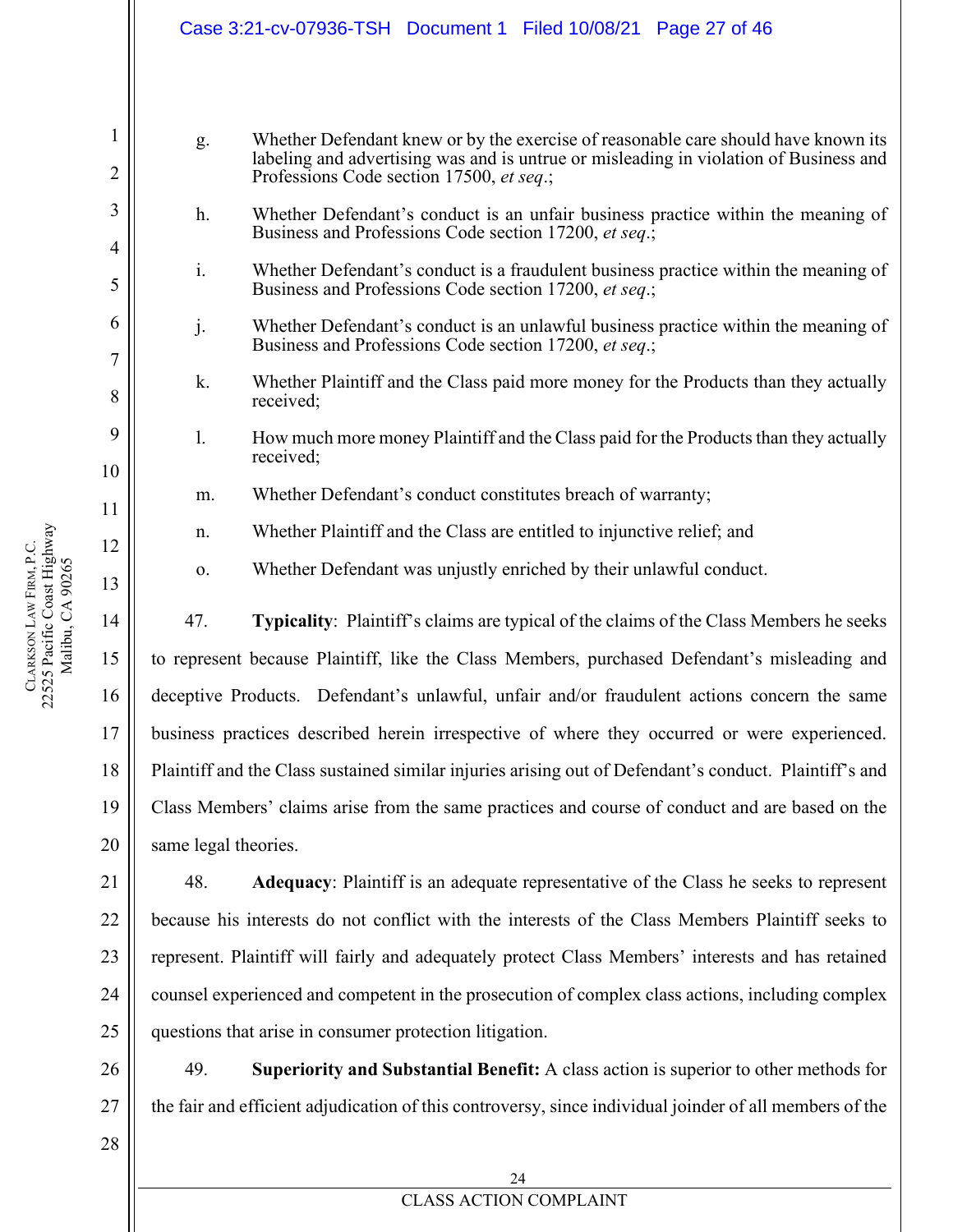g. Whether Defendant knew or by the exercise of reasonable care should have known its labeling and advertising was and is untrue or misleading in violation of Business and Professions Code section 17500, *et seq*.;

h. Whether Defendant's conduct is an unfair business practice within the meaning of Business and Professions Code section 17200, *et seq*.;

i. Whether Defendant's conduct is a fraudulent business practice within the meaning of Business and Professions Code section 17200, *et seq*.;

j. Whether Defendant's conduct is an unlawful business practice within the meaning of Business and Professions Code section 17200, *et seq*.;

k. Whether Plaintiff and the Class paid more money for the Products than they actually received;

l. How much more money Plaintiff and the Class paid for the Products than they actually received;

m. Whether Defendant's conduct constitutes breach of warranty;

n. Whether Plaintiff and the Class are entitled to injunctive relief; and

o. Whether Defendant was unjustly enriched by their unlawful conduct.

47. **Typicality**: Plaintiff's claims are typical of the claims of the Class Members he seeks to represent because Plaintiff, like the Class Members, purchased Defendant's misleading and deceptive Products. Defendant's unlawful, unfair and/or fraudulent actions concern the same business practices described herein irrespective of where they occurred or were experienced. Plaintiff and the Class sustained similar injuries arising out of Defendant's conduct. Plaintiff's and Class Members' claims arise from the same practices and course of conduct and are based on the same legal theories.

48. **Adequacy**: Plaintiff is an adequate representative of the Class he seeks to represent because his interests do not conflict with the interests of the Class Members Plaintiff seeks to represent. Plaintiff will fairly and adequately protect Class Members' interests and has retained counsel experienced and competent in the prosecution of complex class actions, including complex questions that arise in consumer protection litigation.

49. **Superiority and Substantial Benefit:** A class action is superior to other methods for the fair and efficient adjudication of this controversy, since individual joinder of all members of the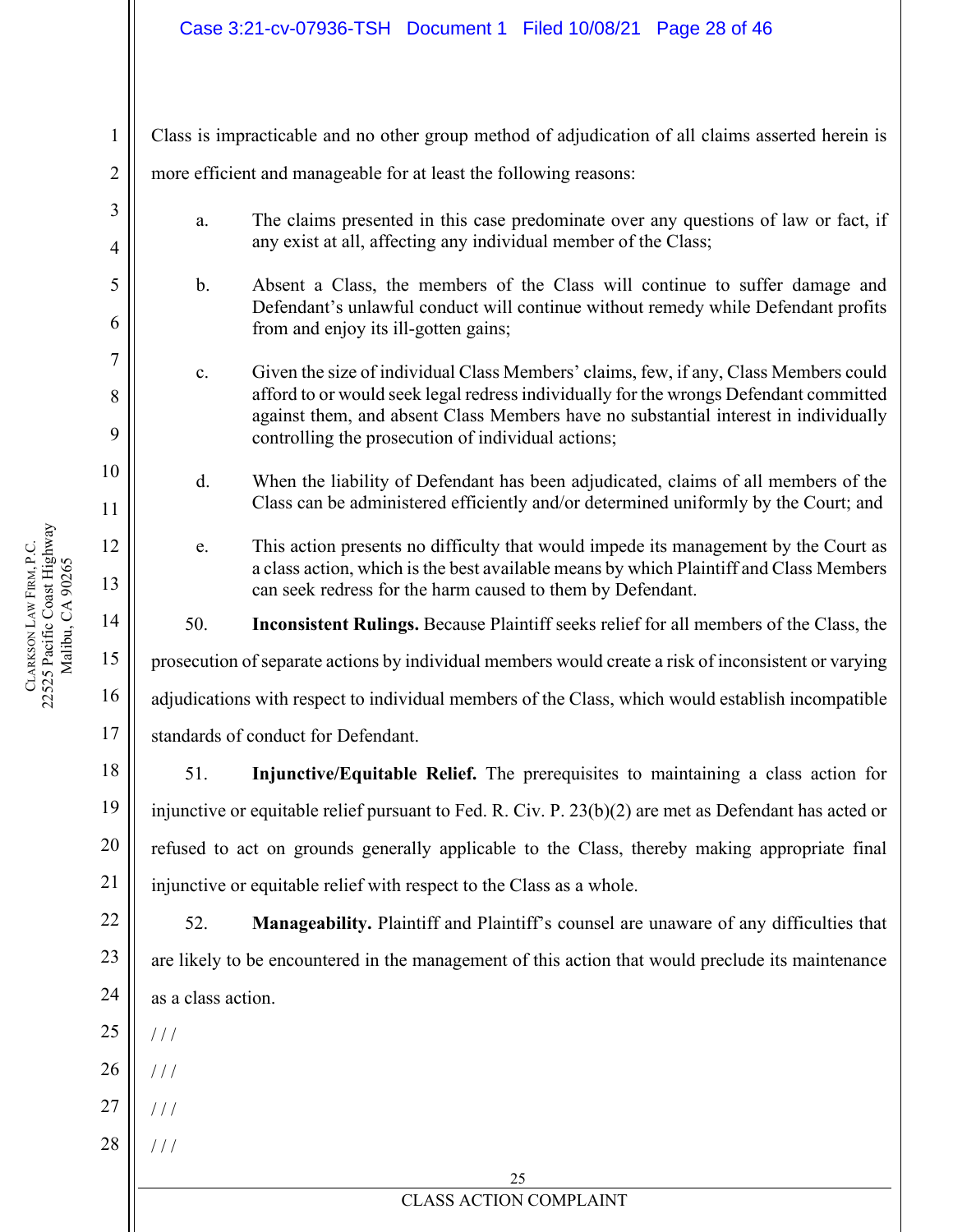Class is impracticable and no other group method of adjudication of all claims asserted herein is more efficient and manageable for at least the following reasons:

a. The claims presented in this case predominate over any questions of law or fact, if any exist at all, affecting any individual member of the Class;

b. Absent a Class, the members of the Class will continue to suffer damage and Defendant's unlawful conduct will continue without remedy while Defendant profits from and enjoy its ill-gotten gains;

c. Given the size of individual Class Members' claims, few, if any, Class Members could afford to or would seek legal redress individually for the wrongs Defendant committed against them, and absent Class Members have no substantial interest in individually controlling the prosecution of individual actions;

d. When the liability of Defendant has been adjudicated, claims of all members of the Class can be administered efficiently and/or determined uniformly by the Court; and

e. This action presents no difficulty that would impede its management by the Court as a class action, which is the best available means by which Plaintiff and Class Members can seek redress for the harm caused to them by Defendant.

50. **Inconsistent Rulings.** Because Plaintiff seeks relief for all members of the Class, the prosecution of separate actions by individual members would create a risk of inconsistent or varying adjudications with respect to individual members of the Class, which would establish incompatible standards of conduct for Defendant.

51. **Injunctive/Equitable Relief.** The prerequisites to maintaining a class action for injunctive or equitable relief pursuant to Fed. R. Civ. P. 23(b)(2) are met as Defendant has acted or refused to act on grounds generally applicable to the Class, thereby making appropriate final injunctive or equitable relief with respect to the Class as a whole.

52. **Manageability.** Plaintiff and Plaintiff's counsel are unaware of any difficulties that are likely to be encountered in the management of this action that would preclude its maintenance as a class action.

/ / /

/ / /

/ / /

/ / /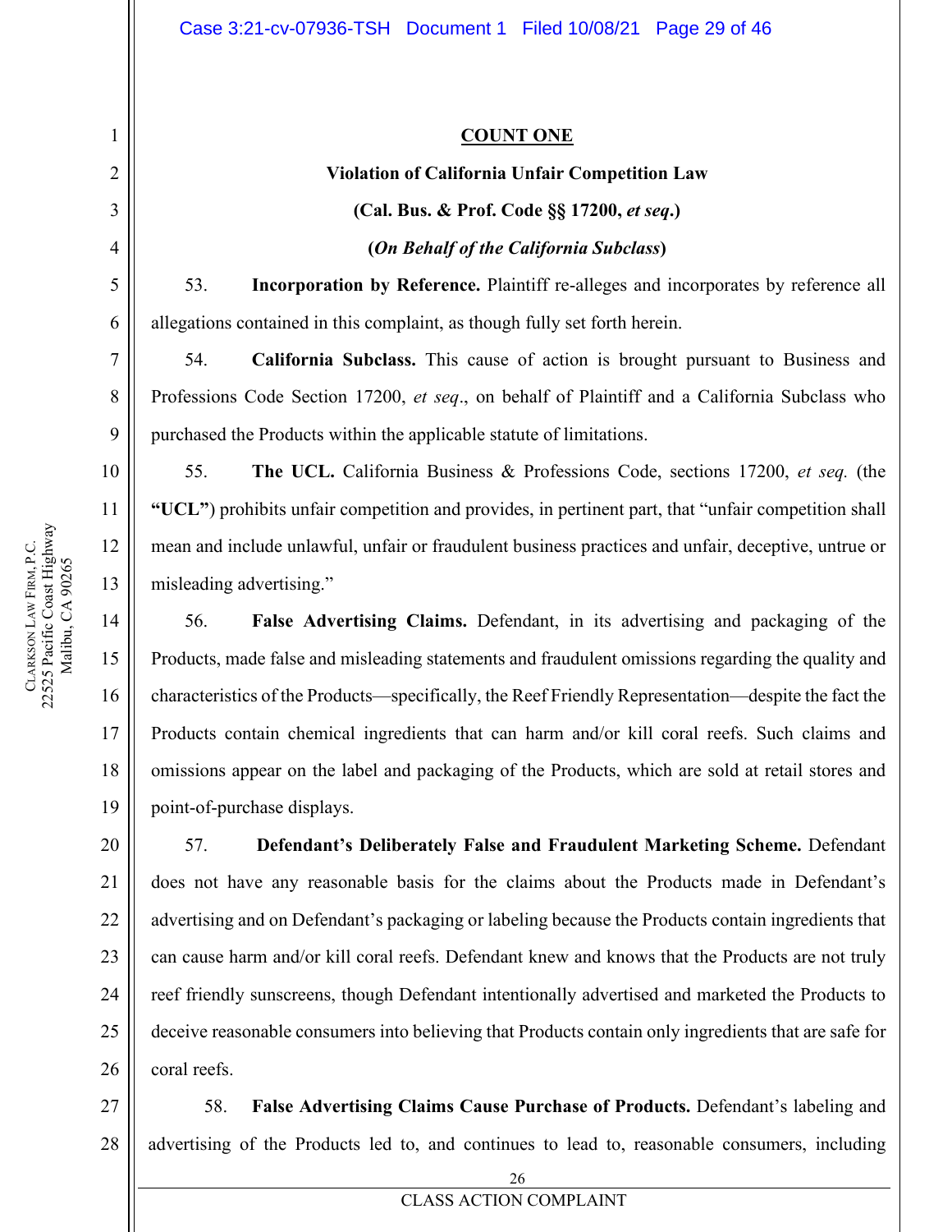**COUNT ONE**

**Violation of California Unfair Competition Law**

**(Cal. Bus. & Prof. Code §§ 17200, *et seq*.)**

**(*On Behalf of the California Subclass*)**

53. **Incorporation by Reference.** Plaintiff re-alleges and incorporates by reference all allegations contained in this complaint, as though fully set forth herein.

54. **California Subclass.** This cause of action is brought pursuant to Business and Professions Code Section 17200, *et seq*., on behalf of Plaintiff and a California Subclass who purchased the Products within the applicable statute of limitations.

55. **The UCL.** California Business & Professions Code, sections 17200, *et seq.* (the **"UCL"**) prohibits unfair competition and provides, in pertinent part, that "unfair competition shall mean and include unlawful, unfair or fraudulent business practices and unfair, deceptive, untrue or misleading advertising."

56. **False Advertising Claims.** Defendant, in its advertising and packaging of the Products, made false and misleading statements and fraudulent omissions regarding the quality and characteristics of the Products—specifically, the Reef Friendly Representation—despite the fact the Products contain chemical ingredients that can harm and/or kill coral reefs. Such claims and omissions appear on the label and packaging of the Products, which are sold at retail stores and point-of-purchase displays.

57. **Defendant's Deliberately False and Fraudulent Marketing Scheme.** Defendant does not have any reasonable basis for the claims about the Products made in Defendant's advertising and on Defendant's packaging or labeling because the Products contain ingredients that can cause harm and/or kill coral reefs. Defendant knew and knows that the Products are not truly reef friendly sunscreens, though Defendant intentionally advertised and marketed the Products to deceive reasonable consumers into believing that Products contain only ingredients that are safe for coral reefs.

58. **False Advertising Claims Cause Purchase of Products.** Defendant's labeling and advertising of the Products led to, and continues to lead to, reasonable consumers, including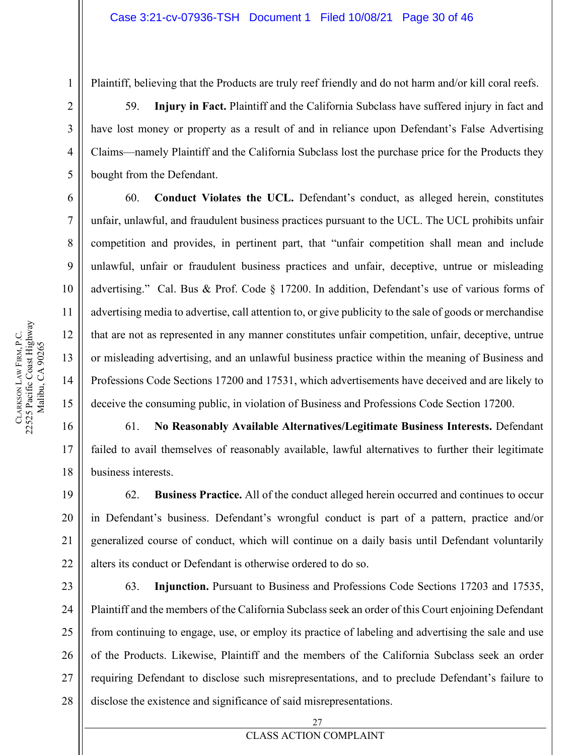Plaintiff, believing that the Products are truly reef friendly and do not harm and/or kill coral reefs.

59. **Injury in Fact.** Plaintiff and the California Subclass have suffered injury in fact and have lost money or property as a result of and in reliance upon Defendant's False Advertising Claims—namely Plaintiff and the California Subclass lost the purchase price for the Products they bought from the Defendant.

60. **Conduct Violates the UCL.** Defendant's conduct, as alleged herein, constitutes unfair, unlawful, and fraudulent business practices pursuant to the UCL. The UCL prohibits unfair competition and provides, in pertinent part, that "unfair competition shall mean and include unlawful, unfair or fraudulent business practices and unfair, deceptive, untrue or misleading advertising." Cal. Bus & Prof. Code § 17200. In addition, Defendant's use of various forms of advertising media to advertise, call attention to, or give publicity to the sale of goods or merchandise that are not as represented in any manner constitutes unfair competition, unfair, deceptive, untrue or misleading advertising, and an unlawful business practice within the meaning of Business and Professions Code Sections 17200 and 17531, which advertisements have deceived and are likely to deceive the consuming public, in violation of Business and Professions Code Section 17200.

61. **No Reasonably Available Alternatives/Legitimate Business Interests.** Defendant failed to avail themselves of reasonably available, lawful alternatives to further their legitimate business interests.

62. **Business Practice.** All of the conduct alleged herein occurred and continues to occur in Defendant's business. Defendant's wrongful conduct is part of a pattern, practice and/or generalized course of conduct, which will continue on a daily basis until Defendant voluntarily alters its conduct or Defendant is otherwise ordered to do so.

63. **Injunction.** Pursuant to Business and Professions Code Sections 17203 and 17535, Plaintiff and the members of the California Subclass seek an order of this Court enjoining Defendant from continuing to engage, use, or employ its practice of labeling and advertising the sale and use of the Products. Likewise, Plaintiff and the members of the California Subclass seek an order requiring Defendant to disclose such misrepresentations, and to preclude Defendant's failure to disclose the existence and significance of said misrepresentations.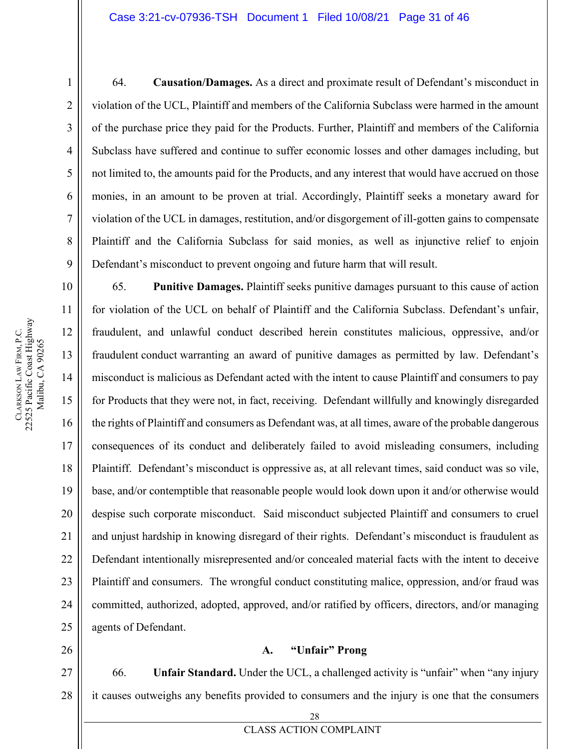64. **Causation/Damages.** As a direct and proximate result of Defendant's misconduct in violation of the UCL, Plaintiff and members of the California Subclass were harmed in the amount of the purchase price they paid for the Products. Further, Plaintiff and members of the California Subclass have suffered and continue to suffer economic losses and other damages including, but not limited to, the amounts paid for the Products, and any interest that would have accrued on those monies, in an amount to be proven at trial. Accordingly, Plaintiff seeks a monetary award for violation of the UCL in damages, restitution, and/or disgorgement of ill-gotten gains to compensate Plaintiff and the California Subclass for said monies, as well as injunctive relief to enjoin Defendant's misconduct to prevent ongoing and future harm that will result.

65. **Punitive Damages.** Plaintiff seeks punitive damages pursuant to this cause of action for violation of the UCL on behalf of Plaintiff and the California Subclass. Defendant's unfair, fraudulent, and unlawful conduct described herein constitutes malicious, oppressive, and/or fraudulent conduct warranting an award of punitive damages as permitted by law. Defendant's misconduct is malicious as Defendant acted with the intent to cause Plaintiff and consumers to pay for Products that they were not, in fact, receiving. Defendant willfully and knowingly disregarded the rights of Plaintiff and consumers as Defendant was, at all times, aware of the probable dangerous consequences of its conduct and deliberately failed to avoid misleading consumers, including Plaintiff. Defendant's misconduct is oppressive as, at all relevant times, said conduct was so vile, base, and/or contemptible that reasonable people would look down upon it and/or otherwise would despise such corporate misconduct. Said misconduct subjected Plaintiff and consumers to cruel and unjust hardship in knowing disregard of their rights. Defendant's misconduct is fraudulent as Defendant intentionally misrepresented and/or concealed material facts with the intent to deceive Plaintiff and consumers. The wrongful conduct constituting malice, oppression, and/or fraud was committed, authorized, adopted, approved, and/or ratified by officers, directors, and/or managing agents of Defendant.

### A. "Unfair" Prong

66. **Unfair Standard.** Under the UCL, a challenged activity is "unfair" when "any injury it causes outweighs any benefits provided to consumers and the injury is one that the consumers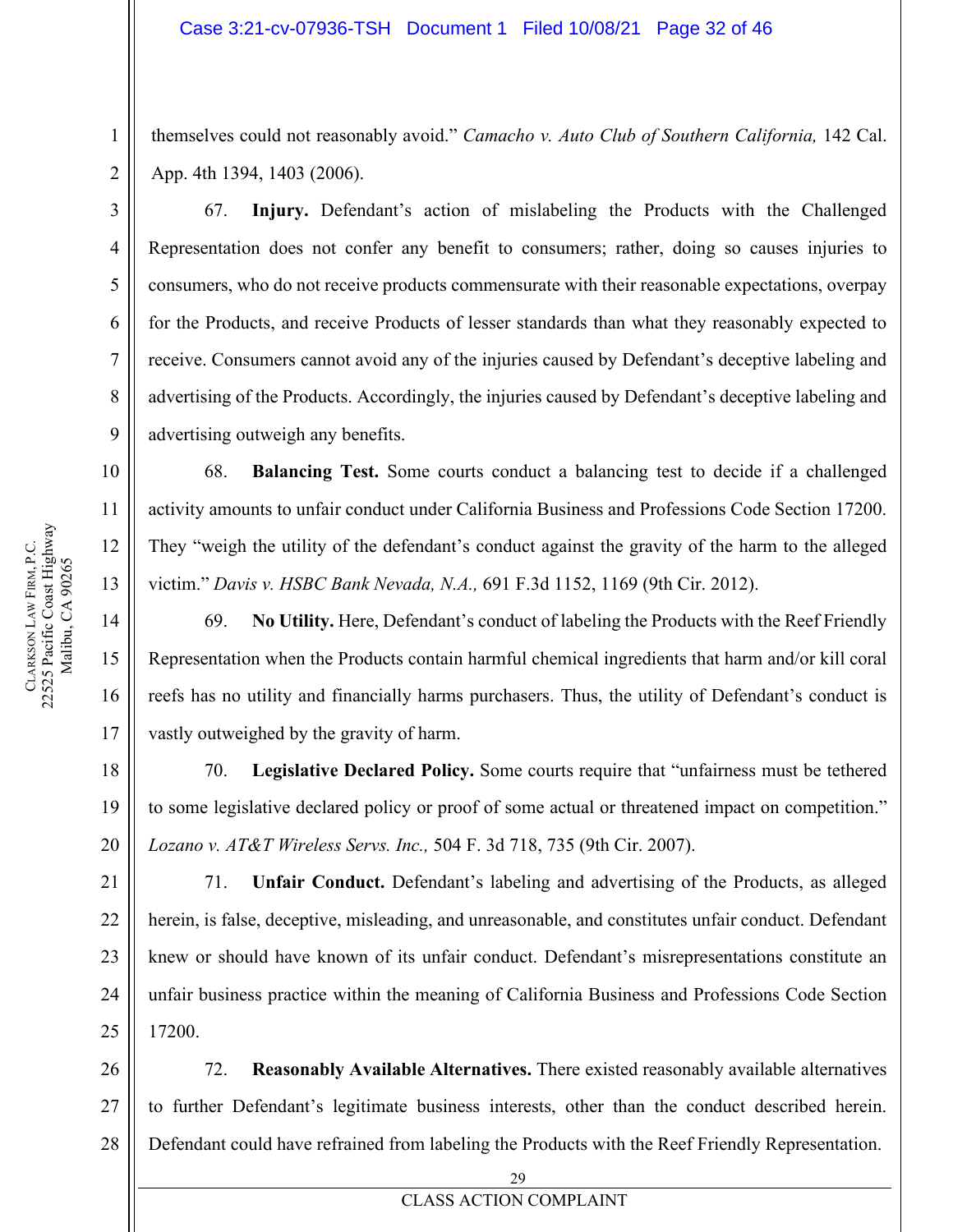themselves could not reasonably avoid." *Camacho v. Auto Club of Southern California,* 142 Cal. App. 4th 1394, 1403 (2006).

67. **Injury.** Defendant's action of mislabeling the Products with the Challenged Representation does not confer any benefit to consumers; rather, doing so causes injuries to consumers, who do not receive products commensurate with their reasonable expectations, overpay for the Products, and receive Products of lesser standards than what they reasonably expected to receive. Consumers cannot avoid any of the injuries caused by Defendant's deceptive labeling and advertising of the Products. Accordingly, the injuries caused by Defendant's deceptive labeling and advertising outweigh any benefits.

68. **Balancing Test.** Some courts conduct a balancing test to decide if a challenged activity amounts to unfair conduct under California Business and Professions Code Section 17200. They "weigh the utility of the defendant's conduct against the gravity of the harm to the alleged victim." *Davis v. HSBC Bank Nevada, N.A.,* 691 F.3d 1152, 1169 (9th Cir. 2012).

69. **No Utility.** Here, Defendant's conduct of labeling the Products with the Reef Friendly Representation when the Products contain harmful chemical ingredients that harm and/or kill coral reefs has no utility and financially harms purchasers. Thus, the utility of Defendant's conduct is vastly outweighed by the gravity of harm.

70. **Legislative Declared Policy.** Some courts require that "unfairness must be tethered to some legislative declared policy or proof of some actual or threatened impact on competition." *Lozano v. AT&T Wireless Servs. Inc.,* 504 F. 3d 718, 735 (9th Cir. 2007).

71. **Unfair Conduct.** Defendant's labeling and advertising of the Products, as alleged herein, is false, deceptive, misleading, and unreasonable, and constitutes unfair conduct. Defendant knew or should have known of its unfair conduct. Defendant's misrepresentations constitute an unfair business practice within the meaning of California Business and Professions Code Section 17200.

72. **Reasonably Available Alternatives.** There existed reasonably available alternatives to further Defendant's legitimate business interests, other than the conduct described herein. Defendant could have refrained from labeling the Products with the Reef Friendly Representation.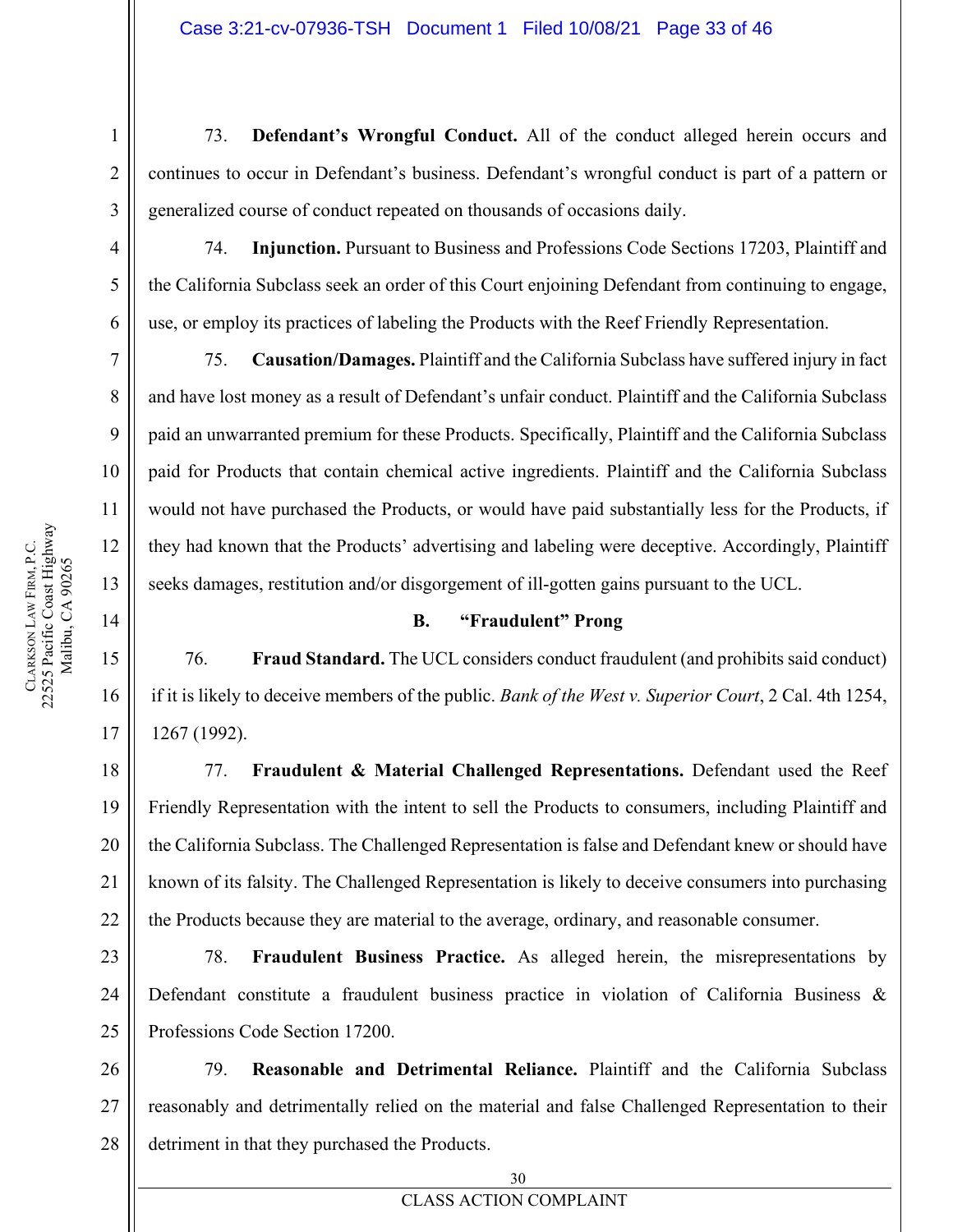73. **Defendant's Wrongful Conduct.** All of the conduct alleged herein occurs and continues to occur in Defendant's business. Defendant's wrongful conduct is part of a pattern or generalized course of conduct repeated on thousands of occasions daily.

74. **Injunction.** Pursuant to Business and Professions Code Sections 17203, Plaintiff and the California Subclass seek an order of this Court enjoining Defendant from continuing to engage, use, or employ its practices of labeling the Products with the Reef Friendly Representation.

75. **Causation/Damages.** Plaintiff and the California Subclass have suffered injury in fact and have lost money as a result of Defendant's unfair conduct. Plaintiff and the California Subclass paid an unwarranted premium for these Products. Specifically, Plaintiff and the California Subclass paid for Products that contain chemical active ingredients. Plaintiff and the California Subclass would not have purchased the Products, or would have paid substantially less for the Products, if they had known that the Products' advertising and labeling were deceptive. Accordingly, Plaintiff seeks damages, restitution and/or disgorgement of ill-gotten gains pursuant to the UCL.

### B. "Fraudulent" Prong

76. **Fraud Standard.** The UCL considers conduct fraudulent (and prohibits said conduct) if it is likely to deceive members of the public. *Bank of the West v. Superior Court*, 2 Cal. 4th 1254, 1267 (1992).

77. **Fraudulent & Material Challenged Representations.** Defendant used the Reef Friendly Representation with the intent to sell the Products to consumers, including Plaintiff and the California Subclass. The Challenged Representation is false and Defendant knew or should have known of its falsity. The Challenged Representation is likely to deceive consumers into purchasing the Products because they are material to the average, ordinary, and reasonable consumer.

78. **Fraudulent Business Practice.** As alleged herein, the misrepresentations by Defendant constitute a fraudulent business practice in violation of California Business & Professions Code Section 17200.

79. **Reasonable and Detrimental Reliance.** Plaintiff and the California Subclass reasonably and detrimentally relied on the material and false Challenged Representation to their detriment in that they purchased the Products.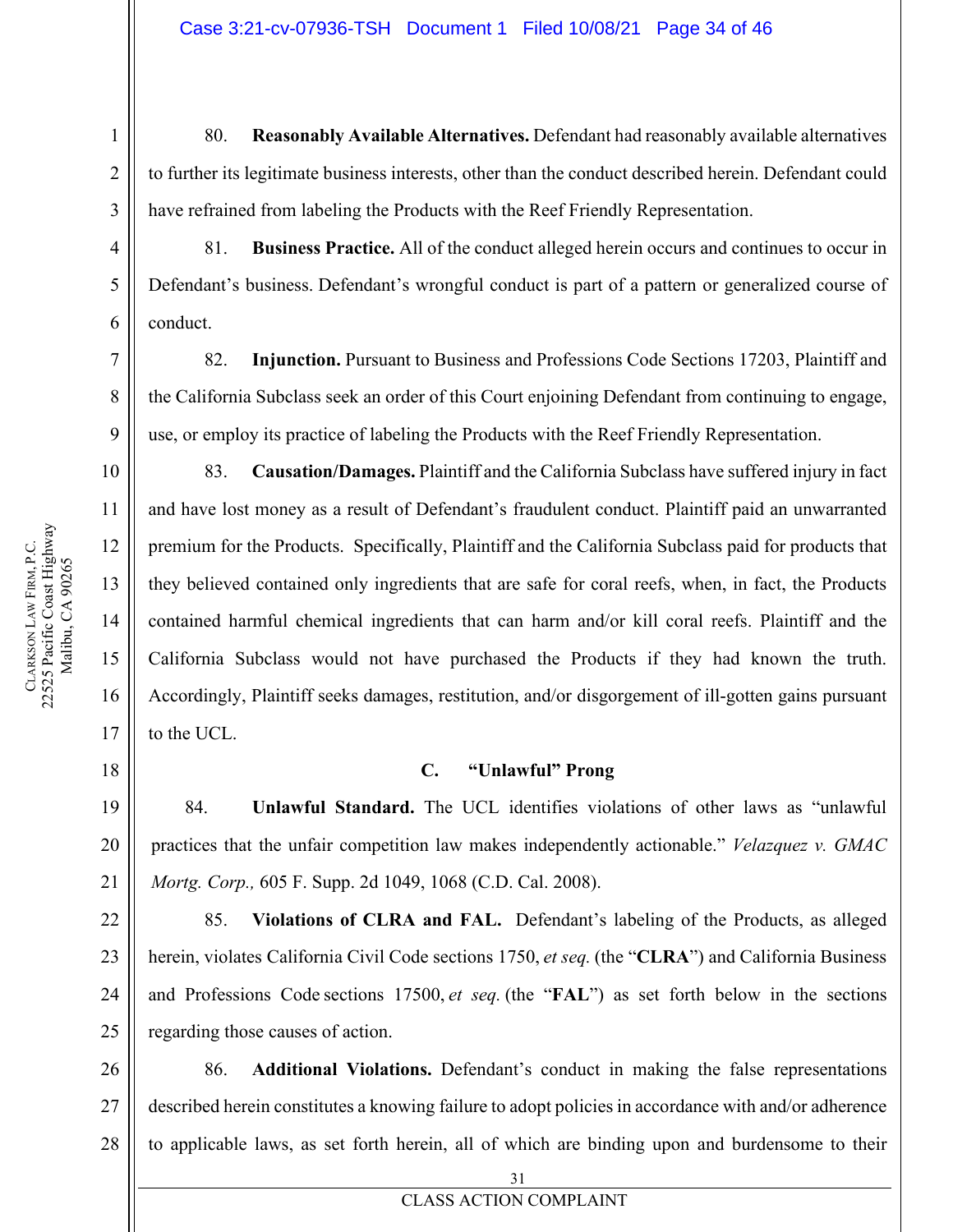80. **Reasonably Available Alternatives.** Defendant had reasonably available alternatives to further its legitimate business interests, other than the conduct described herein. Defendant could have refrained from labeling the Products with the Reef Friendly Representation.

81. **Business Practice.** All of the conduct alleged herein occurs and continues to occur in Defendant's business. Defendant's wrongful conduct is part of a pattern or generalized course of conduct.

82. **Injunction.** Pursuant to Business and Professions Code Sections 17203, Plaintiff and the California Subclass seek an order of this Court enjoining Defendant from continuing to engage, use, or employ its practice of labeling the Products with the Reef Friendly Representation.

83. **Causation/Damages.** Plaintiff and the California Subclass have suffered injury in fact and have lost money as a result of Defendant's fraudulent conduct. Plaintiff paid an unwarranted premium for the Products. Specifically, Plaintiff and the California Subclass paid for products that they believed contained only ingredients that are safe for coral reefs, when, in fact, the Products contained harmful chemical ingredients that can harm and/or kill coral reefs. Plaintiff and the California Subclass would not have purchased the Products if they had known the truth. Accordingly, Plaintiff seeks damages, restitution, and/or disgorgement of ill-gotten gains pursuant to the UCL.

### C. "Unlawful" Prong

84. **Unlawful Standard.** The UCL identifies violations of other laws as "unlawful practices that the unfair competition law makes independently actionable." *Velazquez v. GMAC Mortg. Corp.,* 605 F. Supp. 2d 1049, 1068 (C.D. Cal. 2008).

85. **Violations of CLRA and FAL.** Defendant's labeling of the Products, as alleged herein, violates California Civil Code sections 1750, *et seq.* (the "**CLRA**") and California Business and Professions Code sections 17500, *et seq.* (the "**FAL**") as set forth below in the sections regarding those causes of action.

86. **Additional Violations.** Defendant's conduct in making the false representations described herein constitutes a knowing failure to adopt policies in accordance with and/or adherence to applicable laws, as set forth herein, all of which are binding upon and burdensome to their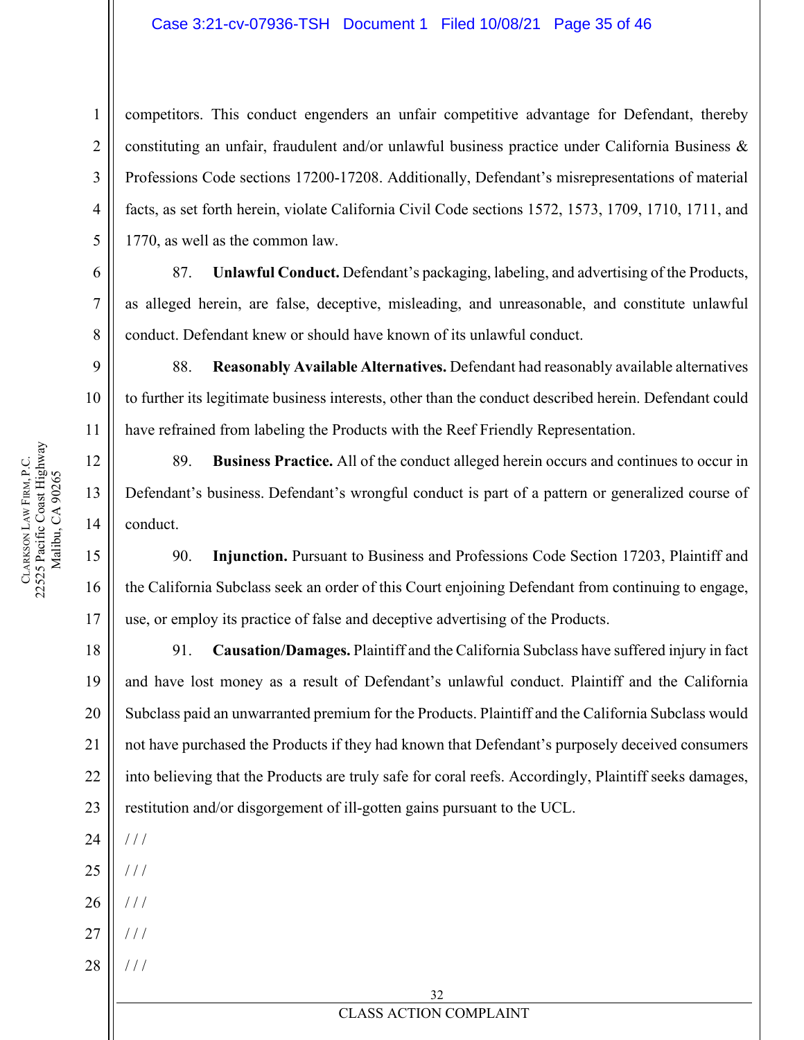competitors. This conduct engenders an unfair competitive advantage for Defendant, thereby constituting an unfair, fraudulent and/or unlawful business practice under California Business & Professions Code sections 17200-17208. Additionally, Defendant's misrepresentations of material facts, as set forth herein, violate California Civil Code sections 1572, 1573, 1709, 1710, 1711, and 1770, as well as the common law.

87. **Unlawful Conduct.** Defendant's packaging, labeling, and advertising of the Products, as alleged herein, are false, deceptive, misleading, and unreasonable, and constitute unlawful conduct. Defendant knew or should have known of its unlawful conduct.

88. **Reasonably Available Alternatives.** Defendant had reasonably available alternatives to further its legitimate business interests, other than the conduct described herein. Defendant could have refrained from labeling the Products with the Reef Friendly Representation.

89. **Business Practice.** All of the conduct alleged herein occurs and continues to occur in Defendant's business. Defendant's wrongful conduct is part of a pattern or generalized course of conduct.

90. **Injunction.** Pursuant to Business and Professions Code Section 17203, Plaintiff and the California Subclass seek an order of this Court enjoining Defendant from continuing to engage, use, or employ its practice of false and deceptive advertising of the Products.

91. **Causation/Damages.** Plaintiff and the California Subclass have suffered injury in fact and have lost money as a result of Defendant's unlawful conduct. Plaintiff and the California Subclass paid an unwarranted premium for the Products. Plaintiff and the California Subclass would not have purchased the Products if they had known that Defendant's purposely deceived consumers into believing that the Products are truly safe for coral reefs. Accordingly, Plaintiff seeks damages, restitution and/or disgorgement of ill-gotten gains pursuant to the UCL.

/ / /

/ / /

/ / /

/ / /

/ / /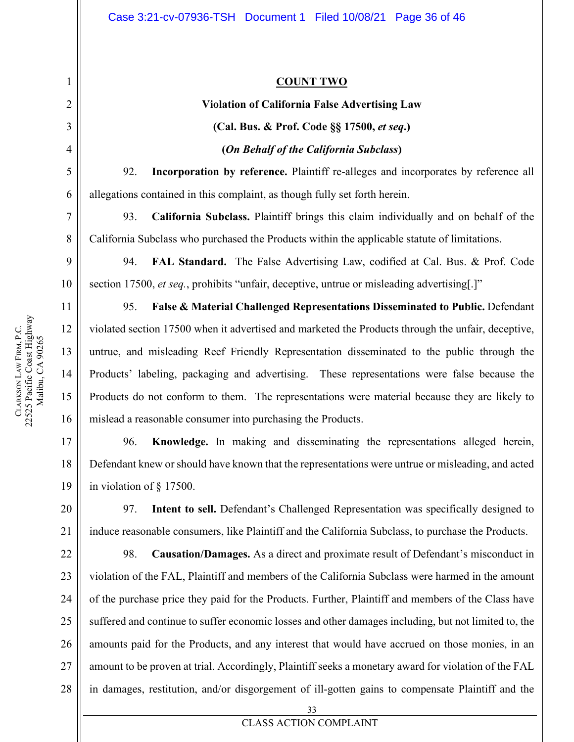## COUNT TWO

**Violation of California False Advertising Law**

**(Cal. Bus. & Prof. Code §§ 17500, *et seq*.)**

**(*On Behalf of the California Subclass*)**

92. **Incorporation by reference.** Plaintiff re-alleges and incorporates by reference all allegations contained in this complaint, as though fully set forth herein.

93. **California Subclass.** Plaintiff brings this claim individually and on behalf of the California Subclass who purchased the Products within the applicable statute of limitations.

94. **FAL Standard.** The False Advertising Law, codified at Cal. Bus. & Prof. Code section 17500, *et seq.*, prohibits "unfair, deceptive, untrue or misleading advertising[.]"

95. **False & Material Challenged Representations Disseminated to Public.** Defendant violated section 17500 when it advertised and marketed the Products through the unfair, deceptive, untrue, and misleading Reef Friendly Representation disseminated to the public through the Products' labeling, packaging and advertising. These representations were false because the Products do not conform to them. The representations were material because they are likely to mislead a reasonable consumer into purchasing the Products.

96. **Knowledge.** In making and disseminating the representations alleged herein, Defendant knew or should have known that the representations were untrue or misleading, and acted in violation of § 17500.

97. **Intent to sell.** Defendant's Challenged Representation was specifically designed to induce reasonable consumers, like Plaintiff and the California Subclass, to purchase the Products.

98. **Causation/Damages.** As a direct and proximate result of Defendant's misconduct in violation of the FAL, Plaintiff and members of the California Subclass were harmed in the amount of the purchase price they paid for the Products. Further, Plaintiff and members of the Class have suffered and continue to suffer economic losses and other damages including, but not limited to, the amounts paid for the Products, and any interest that would have accrued on those monies, in an amount to be proven at trial. Accordingly, Plaintiff seeks a monetary award for violation of the FAL in damages, restitution, and/or disgorgement of ill-gotten gains to compensate Plaintiff and the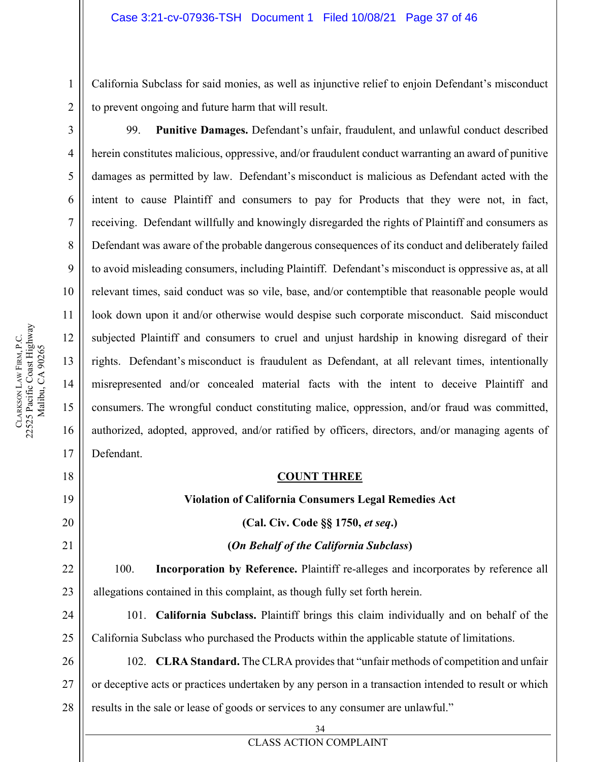California Subclass for said monies, as well as injunctive relief to enjoin Defendant's misconduct to prevent ongoing and future harm that will result.

99. **Punitive Damages.** Defendant's unfair, fraudulent, and unlawful conduct described herein constitutes malicious, oppressive, and/or fraudulent conduct warranting an award of punitive damages as permitted by law. Defendant's misconduct is malicious as Defendant acted with the intent to cause Plaintiff and consumers to pay for Products that they were not, in fact, receiving. Defendant willfully and knowingly disregarded the rights of Plaintiff and consumers as Defendant was aware of the probable dangerous consequences of its conduct and deliberately failed to avoid misleading consumers, including Plaintiff. Defendant's misconduct is oppressive as, at all relevant times, said conduct was so vile, base, and/or contemptible that reasonable people would look down upon it and/or otherwise would despise such corporate misconduct. Said misconduct subjected Plaintiff and consumers to cruel and unjust hardship in knowing disregard of their rights. Defendant's misconduct is fraudulent as Defendant, at all relevant times, intentionally misrepresented and/or concealed material facts with the intent to deceive Plaintiff and consumers. The wrongful conduct constituting malice, oppression, and/or fraud was committed, authorized, adopted, approved, and/or ratified by officers, directors, and/or managing agents of Defendant.

## COUNT THREE

**Violation of California Consumers Legal Remedies Act**

**(Cal. Civ. Code §§ 1750, *et seq*.)**

**(*On Behalf of the California Subclass*)**

100. **Incorporation by Reference.** Plaintiff re-alleges and incorporates by reference all allegations contained in this complaint, as though fully set forth herein.

101. **California Subclass.** Plaintiff brings this claim individually and on behalf of the California Subclass who purchased the Products within the applicable statute of limitations.

102. **CLRA Standard.** The CLRA provides that "unfair methods of competition and unfair or deceptive acts or practices undertaken by any person in a transaction intended to result or which results in the sale or lease of goods or services to any consumer are unlawful."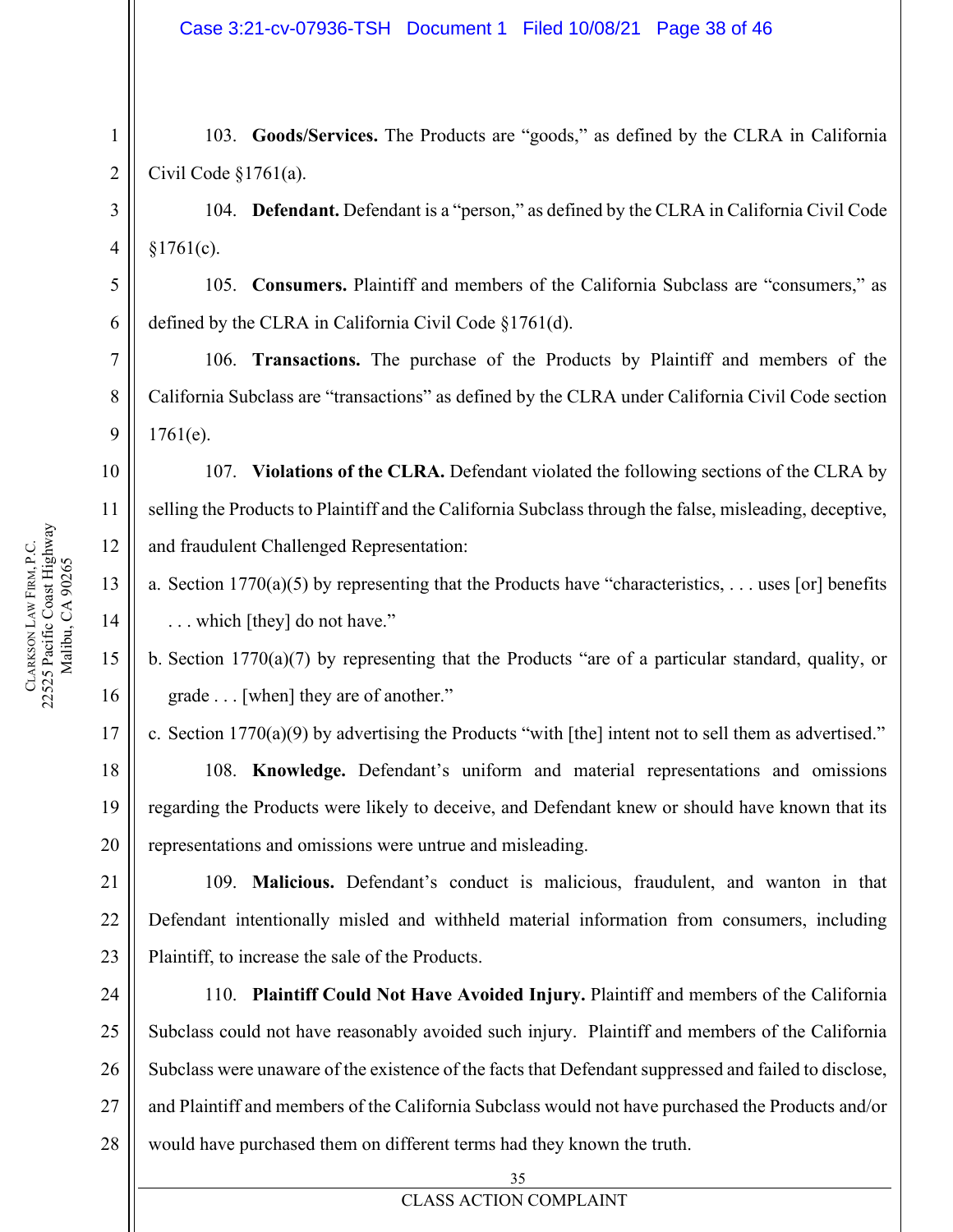103. **Goods/Services.** The Products are "goods," as defined by the CLRA in California Civil Code §1761(a).

104. **Defendant.** Defendant is a "person," as defined by the CLRA in California Civil Code §1761(c).

105. **Consumers.** Plaintiff and members of the California Subclass are "consumers," as defined by the CLRA in California Civil Code §1761(d).

106. **Transactions.** The purchase of the Products by Plaintiff and members of the California Subclass are "transactions" as defined by the CLRA under California Civil Code section 1761(e).

107. **Violations of the CLRA.** Defendant violated the following sections of the CLRA by selling the Products to Plaintiff and the California Subclass through the false, misleading, deceptive, and fraudulent Challenged Representation:

a. Section 1770(a)(5) by representing that the Products have "characteristics, . . . uses [or] benefits . . . which [they] do not have."

b. Section 1770(a)(7) by representing that the Products "are of a particular standard, quality, or grade . . . [when] they are of another."

c. Section 1770(a)(9) by advertising the Products "with [the] intent not to sell them as advertised."

108. **Knowledge.** Defendant's uniform and material representations and omissions regarding the Products were likely to deceive, and Defendant knew or should have known that its representations and omissions were untrue and misleading.

109. **Malicious.** Defendant's conduct is malicious, fraudulent, and wanton in that Defendant intentionally misled and withheld material information from consumers, including Plaintiff, to increase the sale of the Products.

110. **Plaintiff Could Not Have Avoided Injury.** Plaintiff and members of the California Subclass could not have reasonably avoided such injury. Plaintiff and members of the California Subclass were unaware of the existence of the facts that Defendant suppressed and failed to disclose, and Plaintiff and members of the California Subclass would not have purchased the Products and/or would have purchased them on different terms had they known the truth.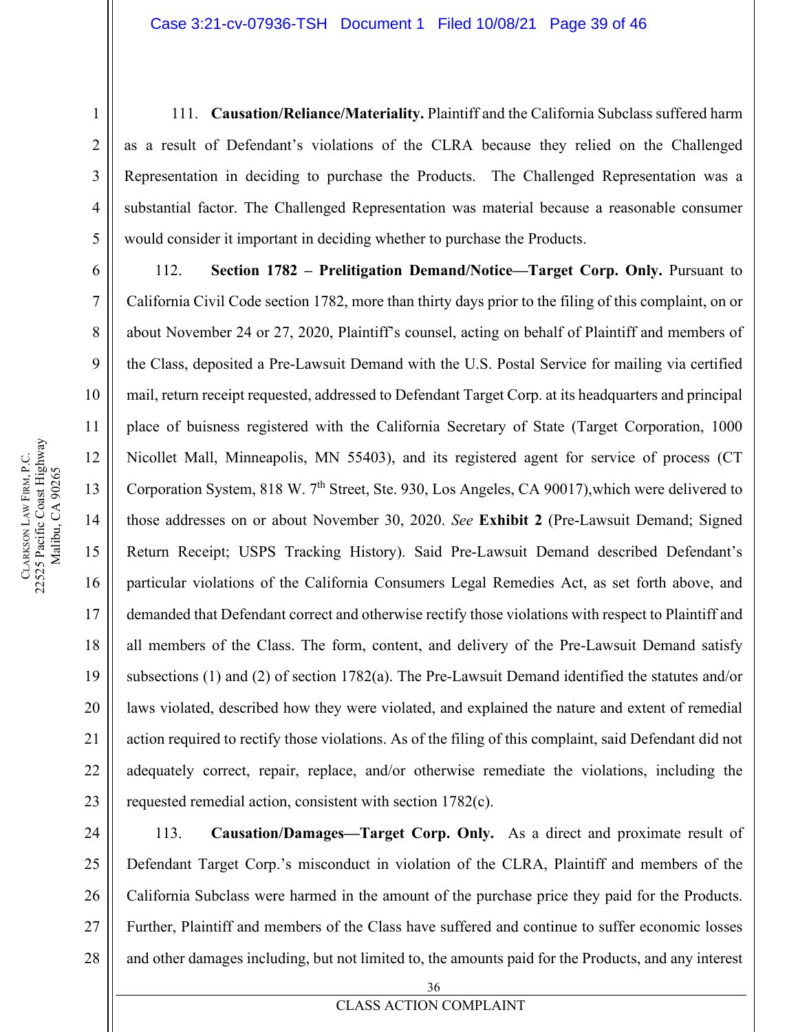111. **Causation/Reliance/Materiality.** Plaintiff and the California Subclass suffered harm as a result of Defendant's violations of the CLRA because they relied on the Challenged Representation in deciding to purchase the Products. The Challenged Representation was a substantial factor. The Challenged Representation was material because a reasonable consumer would consider it important in deciding whether to purchase the Products.

112. **Section 1782 – Prelitigation Demand/Notice—Target Corp. Only.** Pursuant to California Civil Code section 1782, more than thirty days prior to the filing of this complaint, on or about November 24 or 27, 2020, Plaintiff's counsel, acting on behalf of Plaintiff and members of the Class, deposited a Pre-Lawsuit Demand with the U.S. Postal Service for mailing via certified mail, return receipt requested, addressed to Defendant Target Corp. at its headquarters and principal place of buisness registered with the California Secretary of State (Target Corporation, 1000 Nicollet Mall, Minneapolis, MN 55403), and its registered agent for service of process (CT Corporation System, 818 W. 7th Street, Ste. 930, Los Angeles, CA 90017),which were delivered to those addresses on or about November 30, 2020. *See* **Exhibit 2** (Pre-Lawsuit Demand; Signed Return Receipt; USPS Tracking History). Said Pre-Lawsuit Demand described Defendant's particular violations of the California Consumers Legal Remedies Act, as set forth above, and demanded that Defendant correct and otherwise rectify those violations with respect to Plaintiff and all members of the Class. The form, content, and delivery of the Pre-Lawsuit Demand satisfy subsections (1) and (2) of section 1782(a). The Pre-Lawsuit Demand identified the statutes and/or laws violated, described how they were violated, and explained the nature and extent of remedial action required to rectify those violations. As of the filing of this complaint, said Defendant did not adequately correct, repair, replace, and/or otherwise remediate the violations, including the requested remedial action, consistent with section 1782(c).

113. **Causation/Damages—Target Corp. Only.** As a direct and proximate result of Defendant Target Corp.'s misconduct in violation of the CLRA, Plaintiff and members of the California Subclass were harmed in the amount of the purchase price they paid for the Products. Further, Plaintiff and members of the Class have suffered and continue to suffer economic losses and other damages including, but not limited to, the amounts paid for the Products, and any interest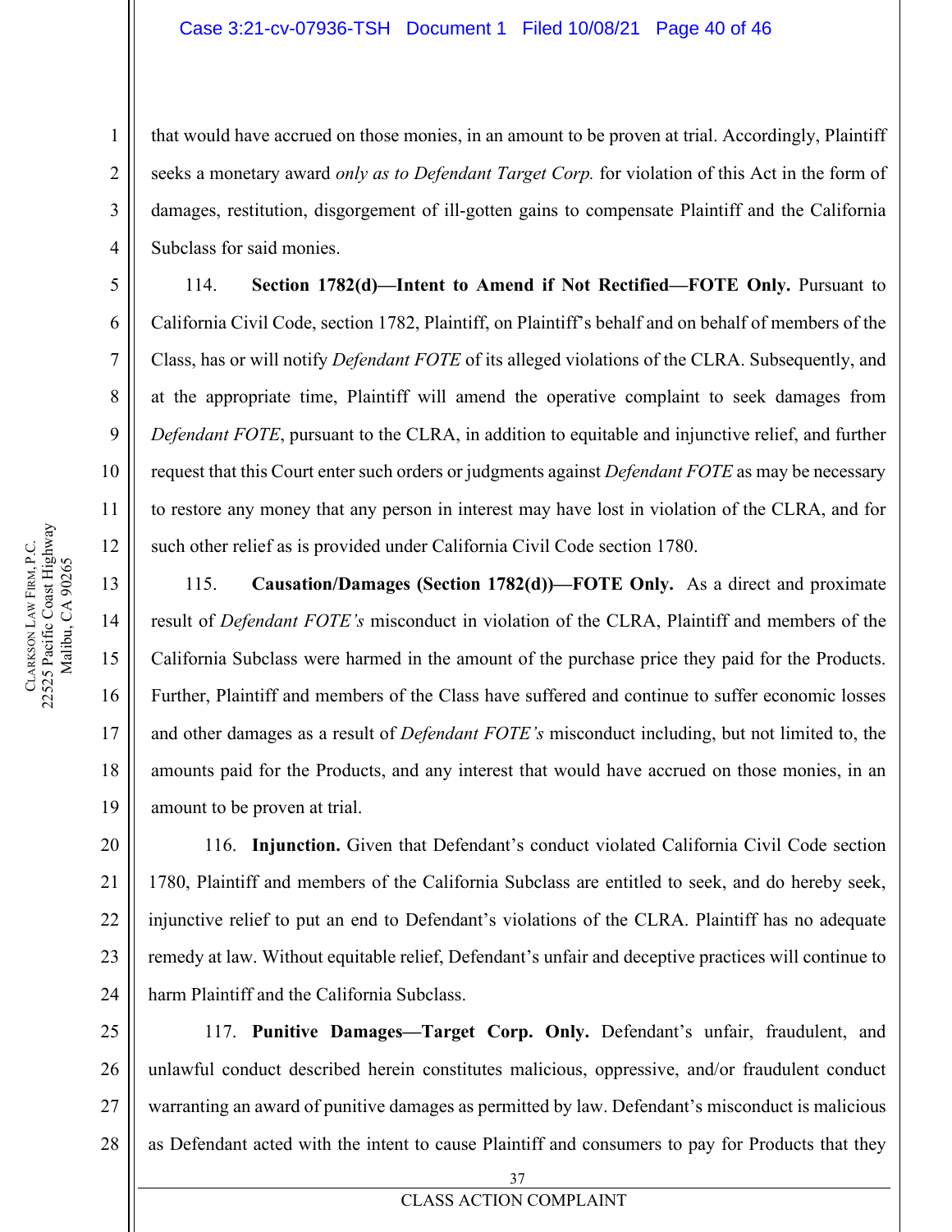that would have accrued on those monies, in an amount to be proven at trial. Accordingly, Plaintiff seeks a monetary award *only as to Defendant Target Corp.* for violation of this Act in the form of damages, restitution, disgorgement of ill-gotten gains to compensate Plaintiff and the California Subclass for said monies.

114. **Section 1782(d)—Intent to Amend if Not Rectified—FOTE Only.** Pursuant to California Civil Code, section 1782, Plaintiff, on Plaintiff's behalf and on behalf of members of the Class, has or will notify *Defendant FOTE* of its alleged violations of the CLRA. Subsequently, and at the appropriate time, Plaintiff will amend the operative complaint to seek damages from *Defendant FOTE*, pursuant to the CLRA, in addition to equitable and injunctive relief, and further request that this Court enter such orders or judgments against *Defendant FOTE* as may be necessary to restore any money that any person in interest may have lost in violation of the CLRA, and for such other relief as is provided under California Civil Code section 1780.

115. **Causation/Damages (Section 1782(d))—FOTE Only.** As a direct and proximate result of *Defendant FOTE's* misconduct in violation of the CLRA, Plaintiff and members of the California Subclass were harmed in the amount of the purchase price they paid for the Products. Further, Plaintiff and members of the Class have suffered and continue to suffer economic losses and other damages as a result of *Defendant FOTE's* misconduct including, but not limited to, the amounts paid for the Products, and any interest that would have accrued on those monies, in an amount to be proven at trial.

116. **Injunction.** Given that Defendant's conduct violated California Civil Code section 1780, Plaintiff and members of the California Subclass are entitled to seek, and do hereby seek, injunctive relief to put an end to Defendant's violations of the CLRA. Plaintiff has no adequate remedy at law. Without equitable relief, Defendant's unfair and deceptive practices will continue to harm Plaintiff and the California Subclass.

117. **Punitive Damages—Target Corp. Only.** Defendant's unfair, fraudulent, and unlawful conduct described herein constitutes malicious, oppressive, and/or fraudulent conduct warranting an award of punitive damages as permitted by law. Defendant's misconduct is malicious as Defendant acted with the intent to cause Plaintiff and consumers to pay for Products that they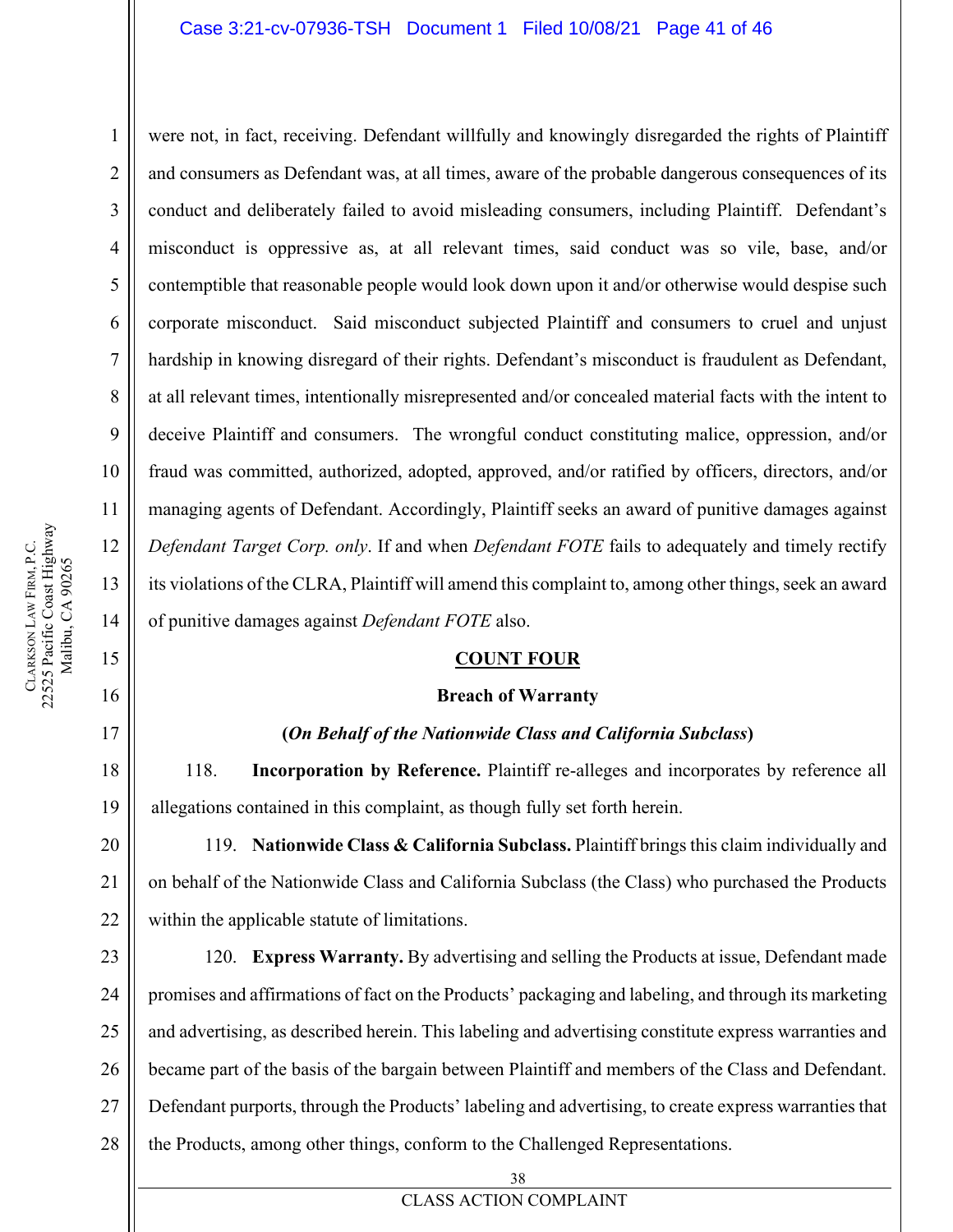were not, in fact, receiving. Defendant willfully and knowingly disregarded the rights of Plaintiff and consumers as Defendant was, at all times, aware of the probable dangerous consequences of its conduct and deliberately failed to avoid misleading consumers, including Plaintiff. Defendant's misconduct is oppressive as, at all relevant times, said conduct was so vile, base, and/or contemptible that reasonable people would look down upon it and/or otherwise would despise such corporate misconduct. Said misconduct subjected Plaintiff and consumers to cruel and unjust hardship in knowing disregard of their rights. Defendant's misconduct is fraudulent as Defendant, at all relevant times, intentionally misrepresented and/or concealed material facts with the intent to deceive Plaintiff and consumers. The wrongful conduct constituting malice, oppression, and/or fraud was committed, authorized, adopted, approved, and/or ratified by officers, directors, and/or managing agents of Defendant. Accordingly, Plaintiff seeks an award of punitive damages against *Defendant Target Corp. only*. If and when *Defendant FOTE* fails to adequately and timely rectify its violations of the CLRA, Plaintiff will amend this complaint to, among other things, seek an award of punitive damages against *Defendant FOTE* also.

## COUNT FOUR

### Breach of Warranty

### (*On Behalf of the Nationwide Class and California Subclass*)

118. **Incorporation by Reference.** Plaintiff re-alleges and incorporates by reference all allegations contained in this complaint, as though fully set forth herein.

119. **Nationwide Class & California Subclass.** Plaintiff brings this claim individually and on behalf of the Nationwide Class and California Subclass (the Class) who purchased the Products within the applicable statute of limitations.

120. **Express Warranty.** By advertising and selling the Products at issue, Defendant made promises and affirmations of fact on the Products' packaging and labeling, and through its marketing and advertising, as described herein. This labeling and advertising constitute express warranties and became part of the basis of the bargain between Plaintiff and members of the Class and Defendant. Defendant purports, through the Products' labeling and advertising, to create express warranties that the Products, among other things, conform to the Challenged Representations.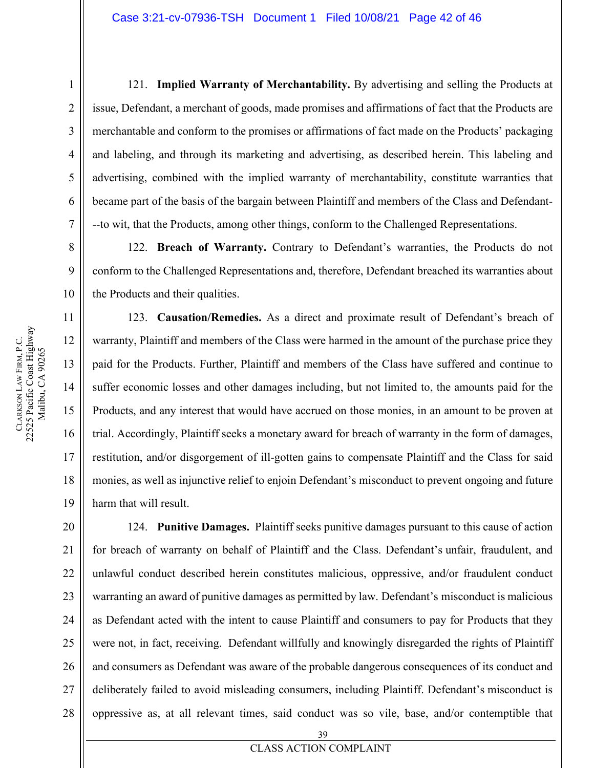121. **Implied Warranty of Merchantability.** By advertising and selling the Products at issue, Defendant, a merchant of goods, made promises and affirmations of fact that the Products are merchantable and conform to the promises or affirmations of fact made on the Products' packaging and labeling, and through its marketing and advertising, as described herein. This labeling and advertising, combined with the implied warranty of merchantability, constitute warranties that became part of the basis of the bargain between Plaintiff and members of the Class and Defendant---to wit, that the Products, among other things, conform to the Challenged Representations.

122. **Breach of Warranty.** Contrary to Defendant's warranties, the Products do not conform to the Challenged Representations and, therefore, Defendant breached its warranties about the Products and their qualities.

123. **Causation/Remedies.** As a direct and proximate result of Defendant's breach of warranty, Plaintiff and members of the Class were harmed in the amount of the purchase price they paid for the Products. Further, Plaintiff and members of the Class have suffered and continue to suffer economic losses and other damages including, but not limited to, the amounts paid for the Products, and any interest that would have accrued on those monies, in an amount to be proven at trial. Accordingly, Plaintiff seeks a monetary award for breach of warranty in the form of damages, restitution, and/or disgorgement of ill-gotten gains to compensate Plaintiff and the Class for said monies, as well as injunctive relief to enjoin Defendant's misconduct to prevent ongoing and future harm that will result.

124. **Punitive Damages.** Plaintiff seeks punitive damages pursuant to this cause of action for breach of warranty on behalf of Plaintiff and the Class. Defendant's unfair, fraudulent, and unlawful conduct described herein constitutes malicious, oppressive, and/or fraudulent conduct warranting an award of punitive damages as permitted by law. Defendant's misconduct is malicious as Defendant acted with the intent to cause Plaintiff and consumers to pay for Products that they were not, in fact, receiving. Defendant willfully and knowingly disregarded the rights of Plaintiff and consumers as Defendant was aware of the probable dangerous consequences of its conduct and deliberately failed to avoid misleading consumers, including Plaintiff. Defendant's misconduct is oppressive as, at all relevant times, said conduct was so vile, base, and/or contemptible that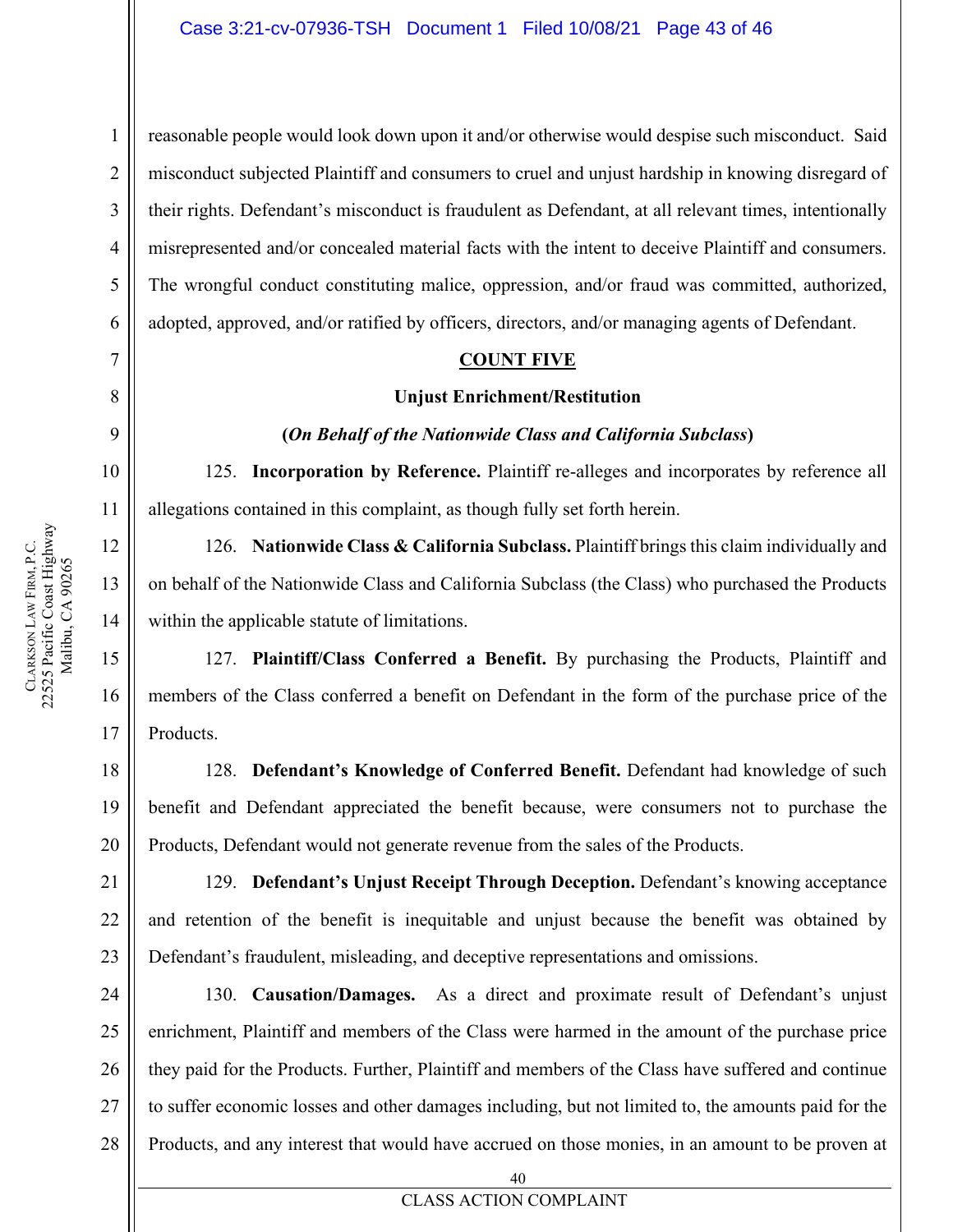reasonable people would look down upon it and/or otherwise would despise such misconduct. Said misconduct subjected Plaintiff and consumers to cruel and unjust hardship in knowing disregard of their rights. Defendant's misconduct is fraudulent as Defendant, at all relevant times, intentionally misrepresented and/or concealed material facts with the intent to deceive Plaintiff and consumers. The wrongful conduct constituting malice, oppression, and/or fraud was committed, authorized, adopted, approved, and/or ratified by officers, directors, and/or managing agents of Defendant.

**COUNT FIVE**

**Unjust Enrichment/Restitution**

**(*On Behalf of the Nationwide Class and California Subclass*)**

125. **Incorporation by Reference.** Plaintiff re-alleges and incorporates by reference all allegations contained in this complaint, as though fully set forth herein.

126. **Nationwide Class & California Subclass.** Plaintiff brings this claim individually and on behalf of the Nationwide Class and California Subclass (the Class) who purchased the Products within the applicable statute of limitations.

127. **Plaintiff/Class Conferred a Benefit.** By purchasing the Products, Plaintiff and members of the Class conferred a benefit on Defendant in the form of the purchase price of the Products.

128. **Defendant's Knowledge of Conferred Benefit.** Defendant had knowledge of such benefit and Defendant appreciated the benefit because, were consumers not to purchase the Products, Defendant would not generate revenue from the sales of the Products.

129. **Defendant's Unjust Receipt Through Deception.** Defendant's knowing acceptance and retention of the benefit is inequitable and unjust because the benefit was obtained by Defendant's fraudulent, misleading, and deceptive representations and omissions.

130. **Causation/Damages.** As a direct and proximate result of Defendant's unjust enrichment, Plaintiff and members of the Class were harmed in the amount of the purchase price they paid for the Products. Further, Plaintiff and members of the Class have suffered and continue to suffer economic losses and other damages including, but not limited to, the amounts paid for the Products, and any interest that would have accrued on those monies, in an amount to be proven at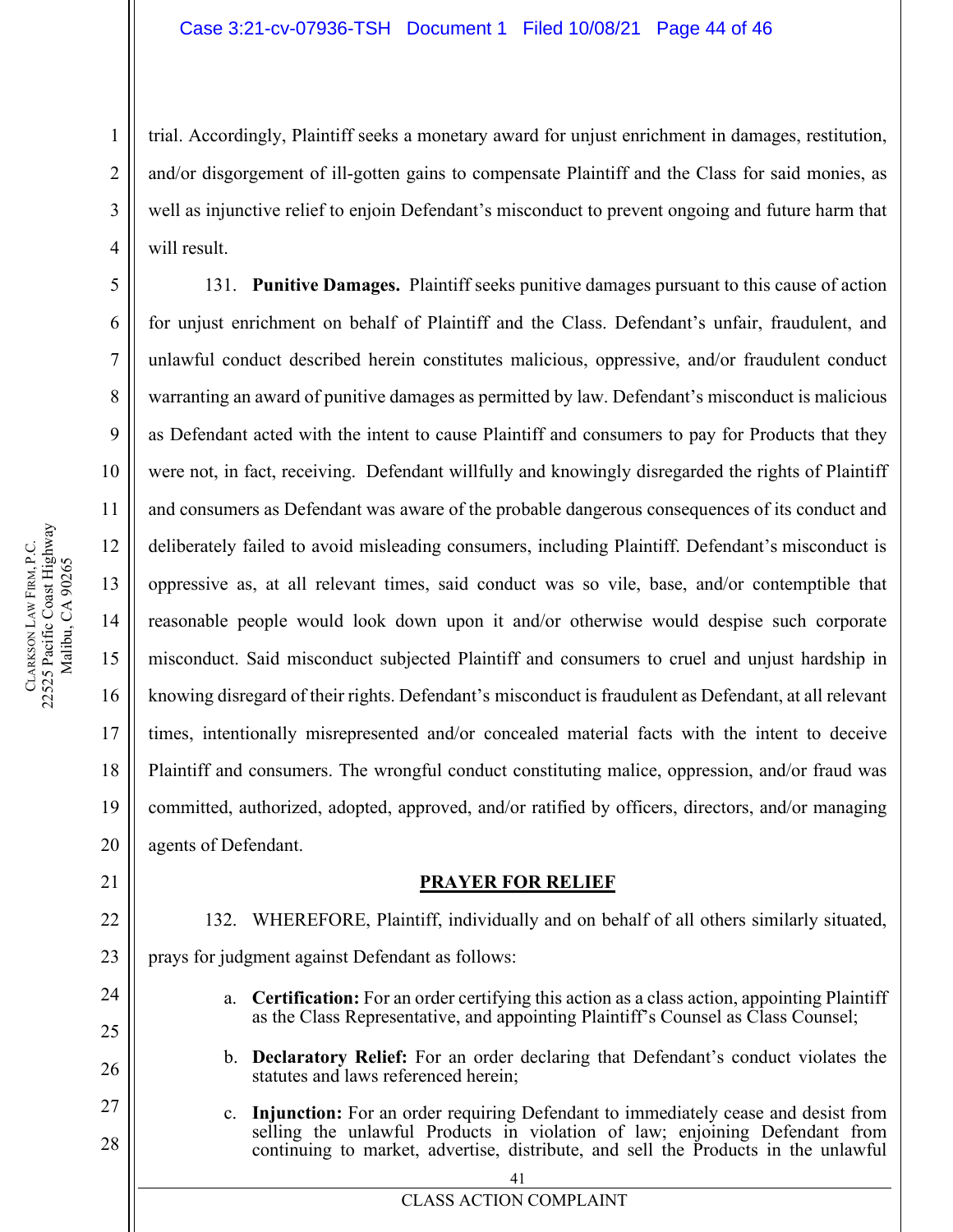trial. Accordingly, Plaintiff seeks a monetary award for unjust enrichment in damages, restitution, and/or disgorgement of ill-gotten gains to compensate Plaintiff and the Class for said monies, as well as injunctive relief to enjoin Defendant's misconduct to prevent ongoing and future harm that will result.

131. **Punitive Damages.** Plaintiff seeks punitive damages pursuant to this cause of action for unjust enrichment on behalf of Plaintiff and the Class. Defendant's unfair, fraudulent, and unlawful conduct described herein constitutes malicious, oppressive, and/or fraudulent conduct warranting an award of punitive damages as permitted by law. Defendant's misconduct is malicious as Defendant acted with the intent to cause Plaintiff and consumers to pay for Products that they were not, in fact, receiving. Defendant willfully and knowingly disregarded the rights of Plaintiff and consumers as Defendant was aware of the probable dangerous consequences of its conduct and deliberately failed to avoid misleading consumers, including Plaintiff. Defendant's misconduct is oppressive as, at all relevant times, said conduct was so vile, base, and/or contemptible that reasonable people would look down upon it and/or otherwise would despise such corporate misconduct. Said misconduct subjected Plaintiff and consumers to cruel and unjust hardship in knowing disregard of their rights. Defendant's misconduct is fraudulent as Defendant, at all relevant times, intentionally misrepresented and/or concealed material facts with the intent to deceive Plaintiff and consumers. The wrongful conduct constituting malice, oppression, and/or fraud was committed, authorized, adopted, approved, and/or ratified by officers, directors, and/or managing agents of Defendant.

## PRAYER FOR RELIEF

132. WHEREFORE, Plaintiff, individually and on behalf of all others similarly situated, prays for judgment against Defendant as follows:

a. **Certification:** For an order certifying this action as a class action, appointing Plaintiff as the Class Representative, and appointing Plaintiff's Counsel as Class Counsel;

b. **Declaratory Relief:** For an order declaring that Defendant's conduct violates the statutes and laws referenced herein;

c. **Injunction:** For an order requiring Defendant to immediately cease and desist from selling the unlawful Products in violation of law; enjoining Defendant from continuing to market, advertise, distribute, and sell the Products in the unlawful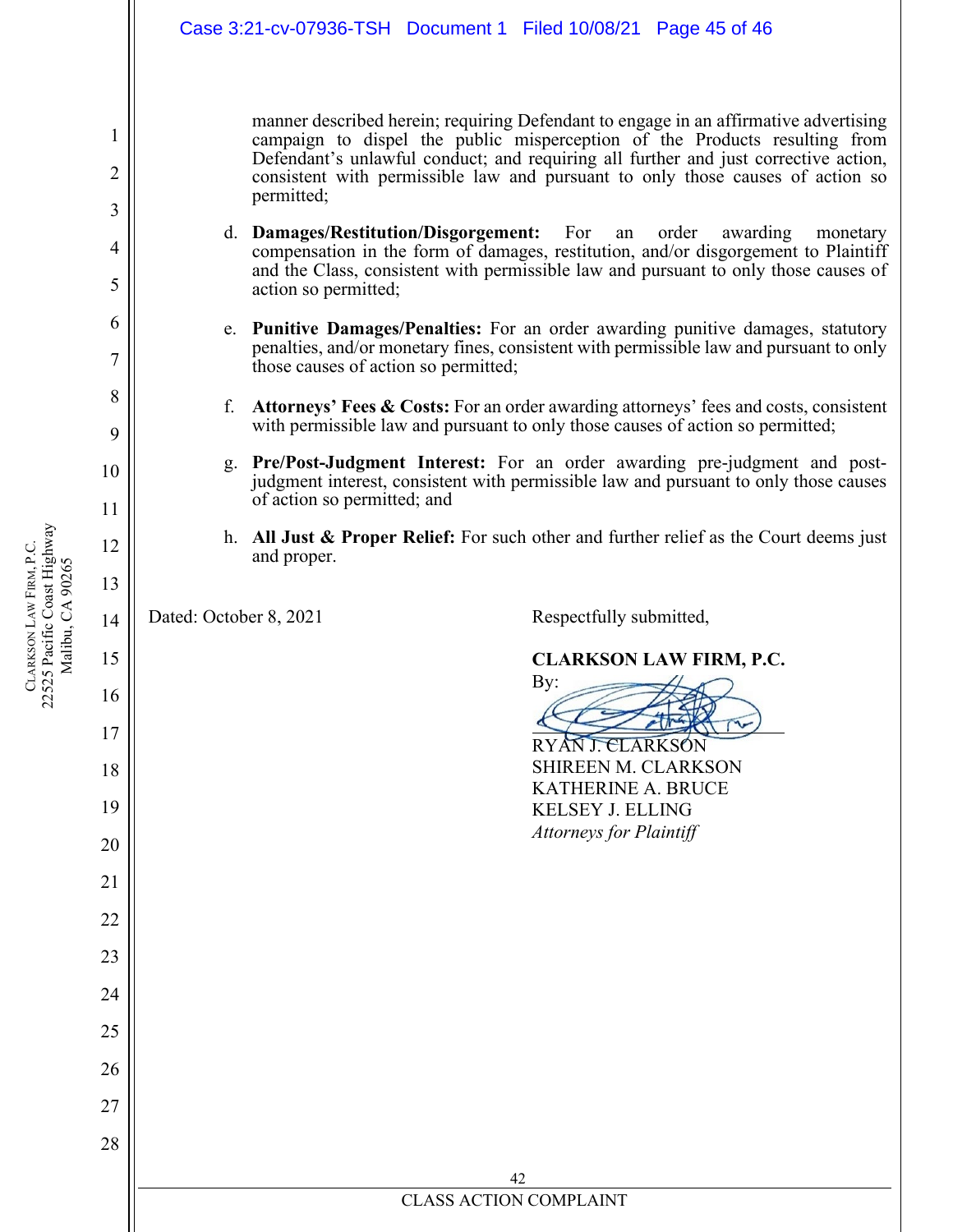manner described herein; requiring Defendant to engage in an affirmative advertising campaign to dispel the public misperception of the Products resulting from Defendant's unlawful conduct; and requiring all further and just corrective action, consistent with permissible law and pursuant to only those causes of action so permitted;

d. **Damages/Restitution/Disgorgement:** For an order awarding monetary compensation in the form of damages, restitution, and/or disgorgement to Plaintiff and the Class, consistent with permissible law and pursuant to only those causes of action so permitted;

e. **Punitive Damages/Penalties:** For an order awarding punitive damages, statutory penalties, and/or monetary fines, consistent with permissible law and pursuant to only those causes of action so permitted;

f. **Attorneys' Fees & Costs:** For an order awarding attorneys' fees and costs, consistent with permissible law and pursuant to only those causes of action so permitted;

g. **Pre/Post-Judgment Interest:** For an order awarding pre-judgment and post-judgment interest, consistent with permissible law and pursuant to only those causes of action so permitted; and

h. **All Just & Proper Relief:** For such other and further relief as the Court deems just and proper.

Dated: October 8, 2021

Respectfully submitted,

**CLARKSON LAW FIRM, P.C.**

By: ______________________

RYAN J. CLARKSON
SHIREEN M. CLARKSON
KATHERINE A. BRUCE
KELSEY J. ELLING
*Attorneys for Plaintiff*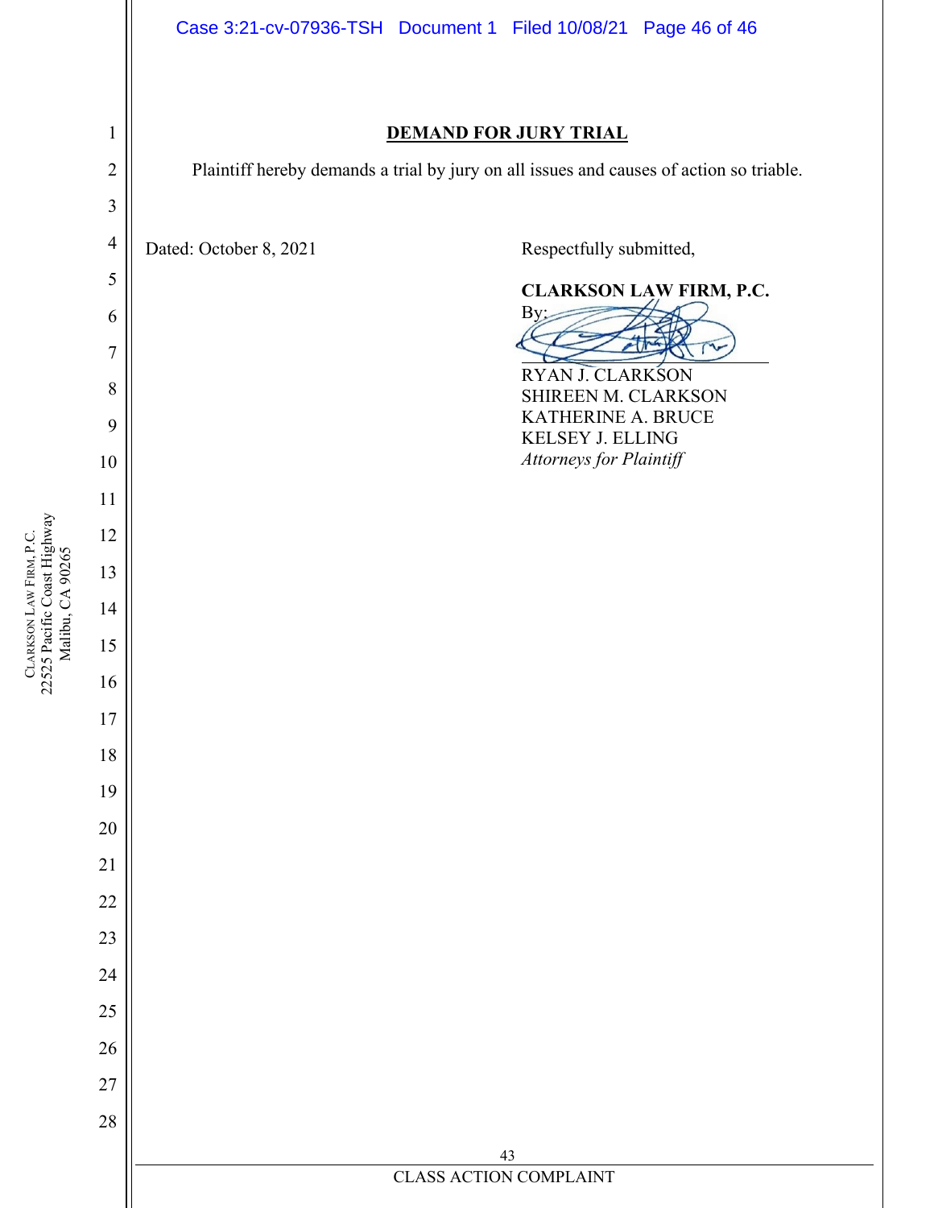**DEMAND FOR JURY TRIAL**

Plaintiff hereby demands a trial by jury on all issues and causes of action so triable.

Dated: October 8, 2021

Respectfully submitted,

**CLARKSON LAW FIRM, P.C.**

By: ______________________

RYAN J. CLARKSON
SHIREEN M. CLARKSON
KATHERINE A. BRUCE
KELSEY J. ELLING
*Attorneys for Plaintiff*